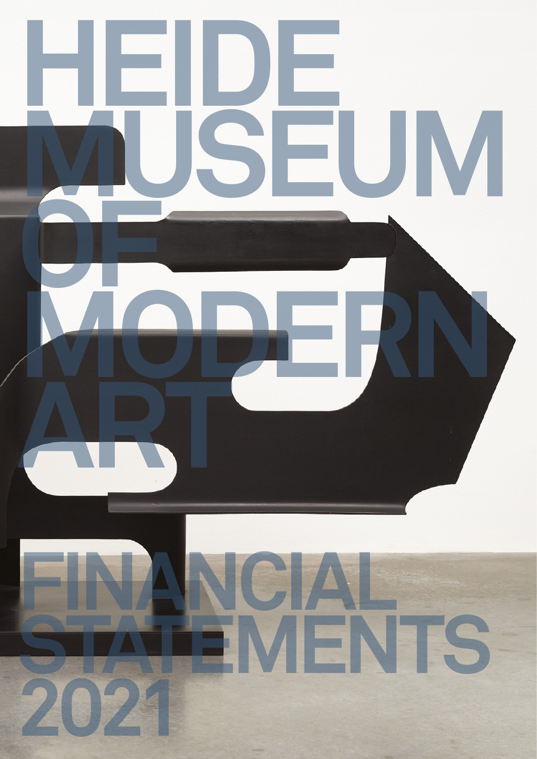# HEIDE MUSEUM OF MODERN ART

# FINANCIAL STATEMENTS 2021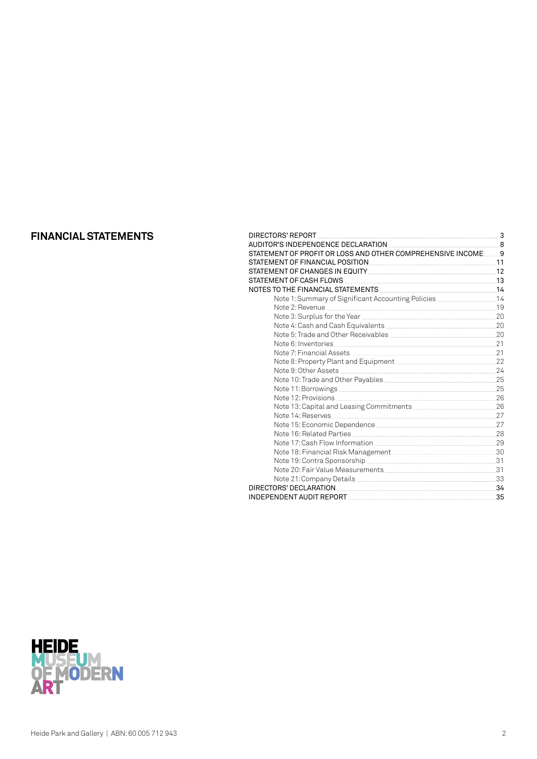# FINANCIAL STATEMENTS

| | |
|---|---|
| DIRECTORS' REPORT | 3 |
| AUDITOR'S INDEPENDENCE DECLARATION | 8 |
| STATEMENT OF PROFIT OR LOSS AND OTHER COMPREHENSIVE INCOME | 9 |
| STATEMENT OF FINANCIAL POSITION | 11 |
| STATEMENT OF CHANGES IN EQUITY | 12 |
| STATEMENT OF CASH FLOWS | 13 |
| NOTES TO THE FINANCIAL STATEMENTS | 14 |
| Note 1: Summary of Significant Accounting Policies | 14 |
| Note 2: Revenue | 19 |
| Note 3: Surplus for the Year | 20 |
| Note 4: Cash and Cash Equivalents | 20 |
| Note 5: Trade and Other Receivables | 20 |
| Note 6: Inventories | 21 |
| Note 7: Financial Assets | 21 |
| Note 8: Property Plant and Equipment | 22 |
| Note 9: Other Assets | 24 |
| Note 10: Trade and Other Payables | 25 |
| Note 11: Borrowings | 25 |
| Note 12: Provisions | 26 |
| Note 13: Capital and Leasing Commitments | 26 |
| Note 14: Reserves | 27 |
| Note 15: Economic Dependence | 27 |
| Note 16: Related Parties | 28 |
| Note 17: Cash Flow Information | 29 |
| Note 18: Financial Risk Management | 30 |
| Note 19: Contra Sponsorship | 31 |
| Note 20: Fair Value Measurements | 31 |
| Note 21: Company Details | 33 |
| DIRECTORS' DECLARATION | 34 |
| INDEPENDENT AUDIT REPORT | 35 |

HEIDE MUSEUM OF MODERN ART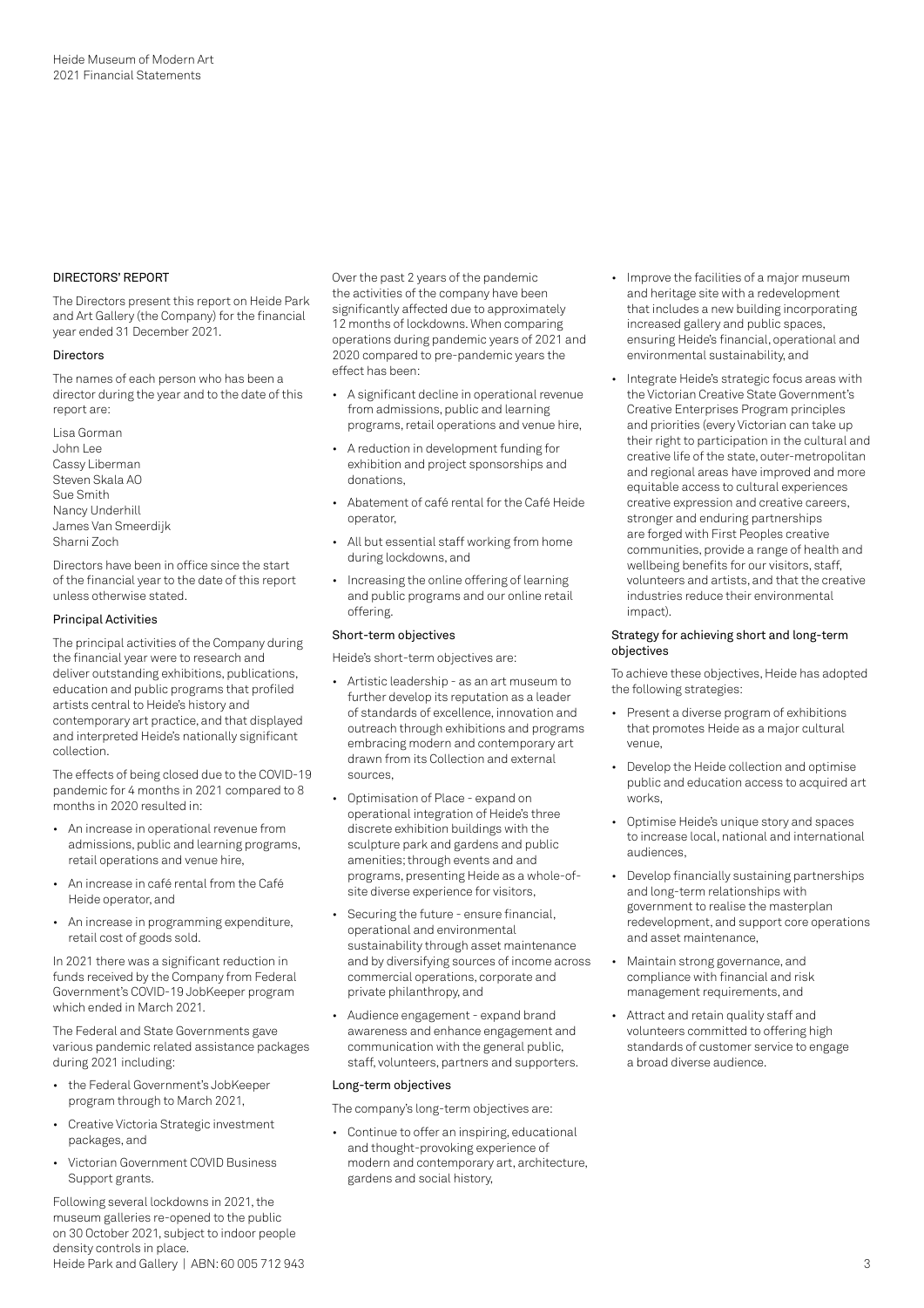## DIRECTORS' REPORT

The Directors present this report on Heide Park and Art Gallery (the Company) for the financial year ended 31 December 2021.

### Directors

The names of each person who has been a director during the year and to the date of this report are:

Lisa Gorman
John Lee
Cassy Liberman
Steven Skala AO
Sue Smith
Nancy Underhill
James Van Smeerdijk
Sharni Zoch

Directors have been in office since the start of the financial year to the date of this report unless otherwise stated.

### Principal Activities

The principal activities of the Company during the financial year were to research and deliver outstanding exhibitions, publications, education and public programs that profiled artists central to Heide's history and contemporary art practice, and that displayed and interpreted Heide's nationally significant collection.

The effects of being closed due to the COVID-19 pandemic for 4 months in 2021 compared to 8 months in 2020 resulted in:

- An increase in operational revenue from admissions, public and learning programs, retail operations and venue hire,
- An increase in café rental from the Café Heide operator, and
- An increase in programming expenditure, retail cost of goods sold.

In 2021 there was a significant reduction in funds received by the Company from Federal Government's COVID-19 JobKeeper program which ended in March 2021.

The Federal and State Governments gave various pandemic related assistance packages during 2021 including:

- the Federal Government's JobKeeper program through to March 2021,
- Creative Victoria Strategic investment packages, and
- Victorian Government COVID Business Support grants.

Following several lockdowns in 2021, the museum galleries re-opened to the public on 30 October 2021, subject to indoor people density controls in place.

Over the past 2 years of the pandemic the activities of the company have been significantly affected due to approximately 12 months of lockdowns. When comparing operations during pandemic years of 2021 and 2020 compared to pre-pandemic years the effect has been:

- A significant decline in operational revenue from admissions, public and learning programs, retail operations and venue hire,
- A reduction in development funding for exhibition and project sponsorships and donations,
- Abatement of café rental for the Café Heide operator,
- All but essential staff working from home during lockdowns, and
- Increasing the online offering of learning and public programs and our online retail offering.

### Short-term objectives

Heide's short-term objectives are:

- Artistic leadership - as an art museum to further develop its reputation as a leader of standards of excellence, innovation and outreach through exhibitions and programs embracing modern and contemporary art drawn from its Collection and external sources,
- Optimisation of Place - expand on operational integration of Heide's three discrete exhibition buildings with the sculpture park and gardens and public amenities; through events and and programs, presenting Heide as a whole-of-site diverse experience for visitors,
- Securing the future - ensure financial, operational and environmental sustainability through asset maintenance and by diversifying sources of income across commercial operations, corporate and private philanthropy, and
- Audience engagement - expand brand awareness and enhance engagement and communication with the general public, staff, volunteers, partners and supporters.

### Long-term objectives

The company's long-term objectives are:

- Continue to offer an inspiring, educational and thought-provoking experience of modern and contemporary art, architecture, gardens and social history,
- Improve the facilities of a major museum and heritage site with a redevelopment that includes a new building incorporating increased gallery and public spaces, ensuring Heide's financial, operational and environmental sustainability, and
- Integrate Heide's strategic focus areas with the Victorian Creative State Government's Creative Enterprises Program principles and priorities (every Victorian can take up their right to participation in the cultural and creative life of the state, outer-metropolitan and regional areas have improved and more equitable access to cultural experiences creative expression and creative careers, stronger and enduring partnerships are forged with First Peoples creative communities, provide a range of health and wellbeing benefits for our visitors, staff, volunteers and artists, and that the creative industries reduce their environmental impact).

### Strategy for achieving short and long-term objectives

To achieve these objectives, Heide has adopted the following strategies:

- Present a diverse program of exhibitions that promotes Heide as a major cultural venue,
- Develop the Heide collection and optimise public and education access to acquired art works,
- Optimise Heide's unique story and spaces to increase local, national and international audiences,
- Develop financially sustaining partnerships and long-term relationships with government to realise the masterplan redevelopment, and support core operations and asset maintenance,
- Maintain strong governance, and compliance with financial and risk management requirements, and
- Attract and retain quality staff and volunteers committed to offering high standards of customer service to engage a broad diverse audience.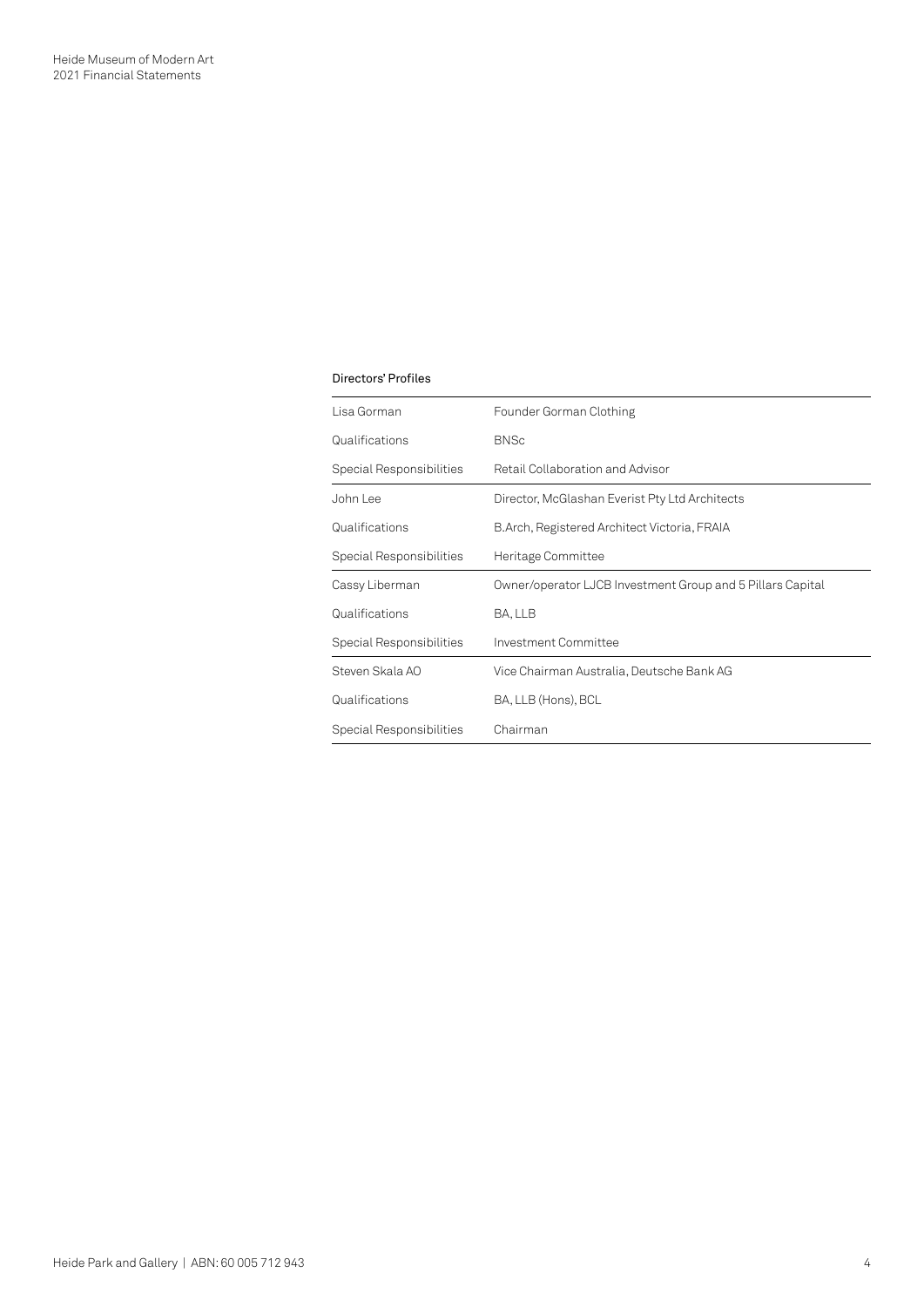### Directors' Profiles

| | |
|---|---|
| Lisa Gorman | Founder Gorman Clothing |
| Qualifications | BNSc |
| Special Responsibilities | Retail Collaboration and Advisor |
| John Lee | Director, McGlashan Everist Pty Ltd Architects |
| Qualifications | B.Arch, Registered Architect Victoria, FRAIA |
| Special Responsibilities | Heritage Committee |
| Cassy Liberman | Owner/operator LJCB Investment Group and 5 Pillars Capital |
| Qualifications | BA, LLB |
| Special Responsibilities | Investment Committee |
| Steven Skala AO | Vice Chairman Australia, Deutsche Bank AG |
| Qualifications | BA, LLB (Hons), BCL |
| Special Responsibilities | Chairman |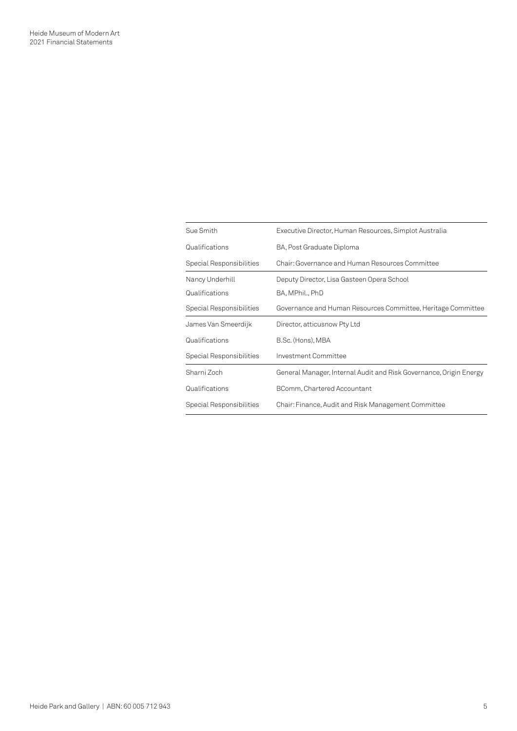| | |
|---|---|
| Sue Smith | Executive Director, Human Resources, Simplot Australia |
| Qualifications | BA, Post Graduate Diploma |
| Special Responsibilities | Chair: Governance and Human Resources Committee |
| Nancy Underhill | Deputy Director, Lisa Gasteen Opera School |
| Qualifications | BA, MPhil., PhD |
| Special Responsibilities | Governance and Human Resources Committee, Heritage Committee |
| James Van Smeerdijk | Director, atticusnow Pty Ltd |
| Qualifications | B.Sc. (Hons), MBA |
| Special Responsibilities | Investment Committee |
| Sharni Zoch | General Manager, Internal Audit and Risk Governance, Origin Energy |
| Qualifications | BComm, Chartered Accountant |
| Special Responsibilities | Chair: Finance, Audit and Risk Management Committee |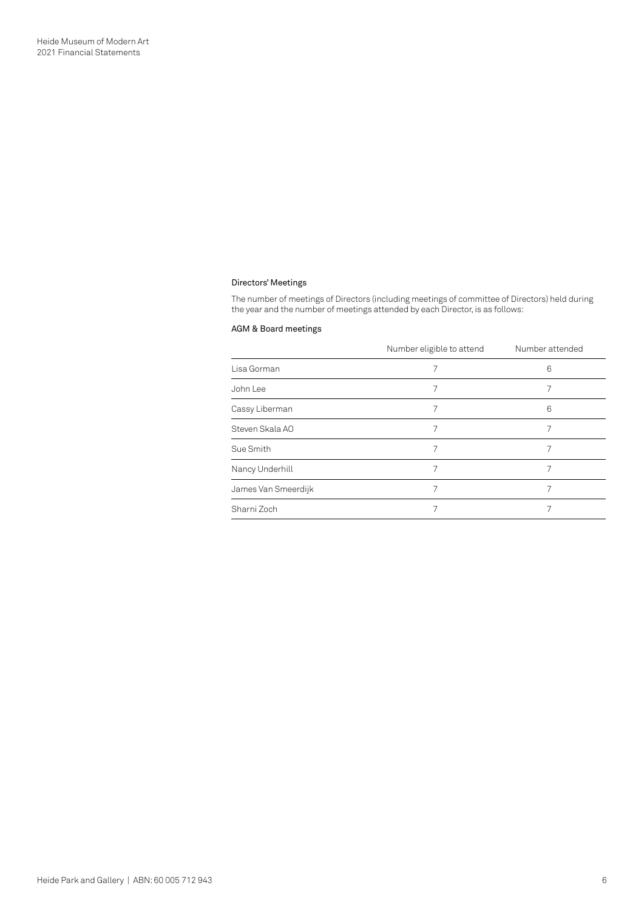### Directors' Meetings

The number of meetings of Directors (including meetings of committee of Directors) held during the year and the number of meetings attended by each Director, is as follows:

#### AGM & Board meetings

| | Number eligible to attend | Number attended |
|---|---|---|
| Lisa Gorman | 7 | 6 |
| John Lee | 7 | 7 |
| Cassy Liberman | 7 | 6 |
| Steven Skala AO | 7 | 7 |
| Sue Smith | 7 | 7 |
| Nancy Underhill | 7 | 7 |
| James Van Smeerdijk | 7 | 7 |
| Sharni Zoch | 7 | 7 |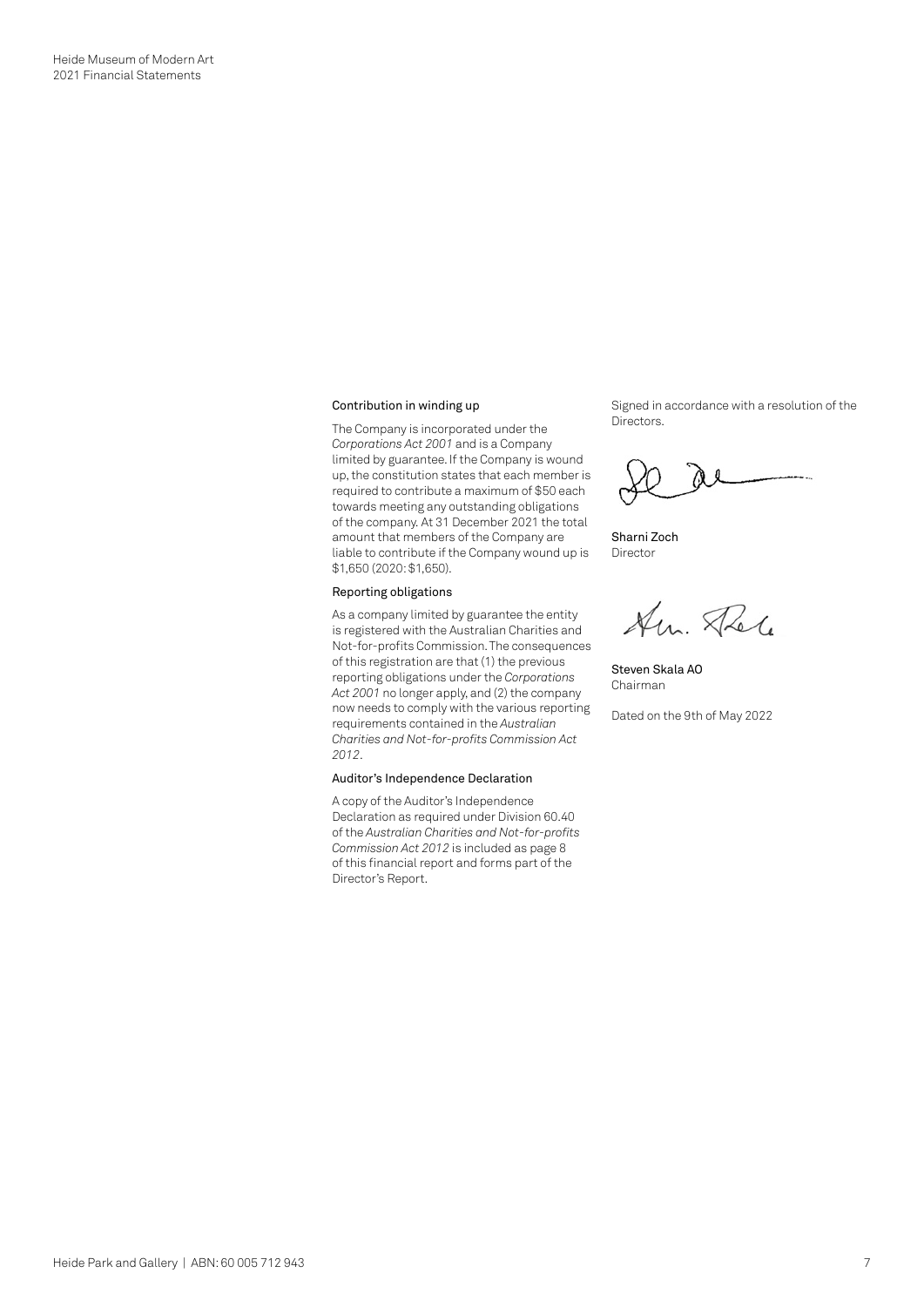### Contribution in winding up

The Company is incorporated under the *Corporations Act 2001* and is a Company limited by guarantee. If the Company is wound up, the constitution states that each member is required to contribute a maximum of $50 each towards meeting any outstanding obligations of the company. At 31 December 2021 the total amount that members of the Company are liable to contribute if the Company wound up is $1,650 (2020: $1,650).

### Reporting obligations

As a company limited by guarantee the entity is registered with the Australian Charities and Not-for-profits Commission. The consequences of this registration are that (1) the previous reporting obligations under the *Corporations Act 2001* no longer apply, and (2) the company now needs to comply with the various reporting requirements contained in the *Australian Charities and Not-for-profits Commission Act 2012*.

### Auditor's Independence Declaration

A copy of the Auditor's Independence Declaration as required under Division 60.40 of the *Australian Charities and Not-for-profits Commission Act 2012* is included as page 8 of this financial report and forms part of the Director's Report.

Signed in accordance with a resolution of the Directors.

Sharni Zoch
Director

Steven Skala AO
Chairman

Dated on the 9th of May 2022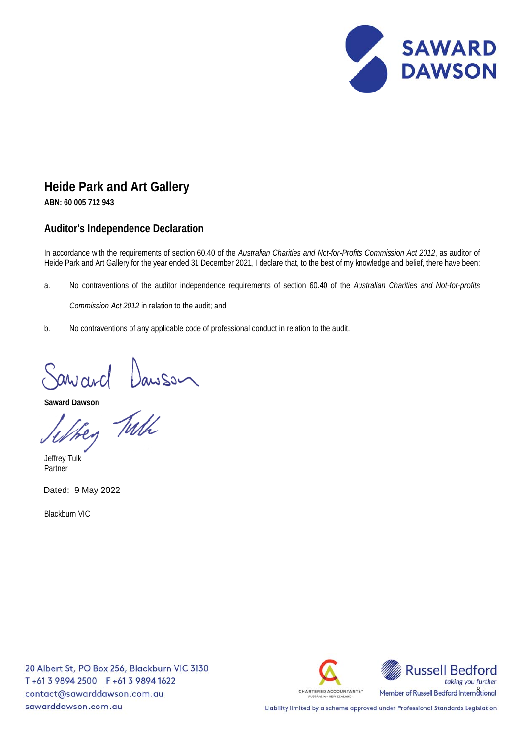# Heide Park and Art Gallery

**ABN: 60 005 712 943**

## Auditor's Independence Declaration

In accordance with the requirements of section 60.40 of the *Australian Charities and Not-for-Profits Commission Act 2012*, as auditor of Heide Park and Art Gallery for the year ended 31 December 2021, I declare that, to the best of my knowledge and belief, there have been:

a. No contraventions of the auditor independence requirements of section 60.40 of the *Australian Charities and Not-for-profits Commission Act 2012* in relation to the audit; and

b. No contraventions of any applicable code of professional conduct in relation to the audit.

**Saward Dawson**

Jeffrey Tulk
Partner

Dated: 9 May 2022

Blackburn VIC

20 Albert St, PO Box 256, Blackburn VIC 3130
T +61 3 9894 2500 F +61 3 9894 1622
contact@sawarddawson.com.au
sawarddawson.com.au

Member of Russell Bedford International

Liability limited by a scheme approved under Professional Standards Legislation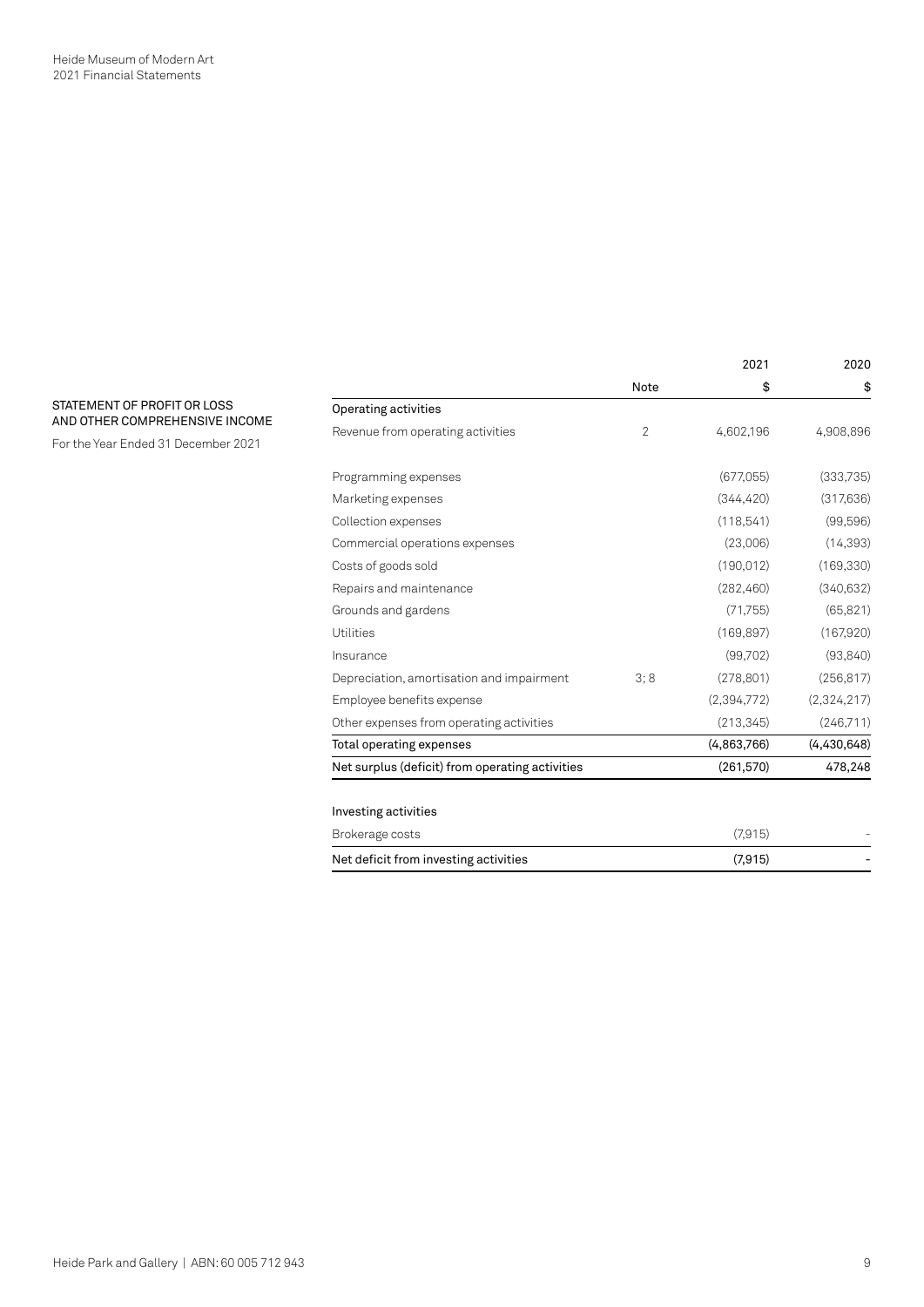## STATEMENT OF PROFIT OR LOSS AND OTHER COMPREHENSIVE INCOME

For the Year Ended 31 December 2021

| | Note | 2021 $ | 2020 $ |
|---|---|---|---|
| **Operating activities** | | | |
| Revenue from operating activities | 2 | 4,602,196 | 4,908,896 |
| | | | |
| Programming expenses | | (677,055) | (333,735) |
| Marketing expenses | | (344,420) | (317,636) |
| Collection expenses | | (118,541) | (99,596) |
| Commercial operations expenses | | (23,006) | (14,393) |
| Costs of goods sold | | (190,012) | (169,330) |
| Repairs and maintenance | | (282,460) | (340,632) |
| Grounds and gardens | | (71,755) | (65,821) |
| Utilities | | (169,897) | (167,920) |
| Insurance | | (99,702) | (93,840) |
| Depreciation, amortisation and impairment | 3; 8 | (278,801) | (256,817) |
| Employee benefits expense | | (2,394,772) | (2,324,217) |
| Other expenses from operating activities | | (213,345) | (246,711) |
| **Total operating expenses** | | **(4,863,766)** | **(4,430,648)** |
| **Net surplus (deficit) from operating activities** | | **(261,570)** | **478,248** |
| | | | |
| **Investing activities** | | | |
| Brokerage costs | | (7,915) | - |
| **Net deficit from investing activities** | | **(7,915)** | **-** |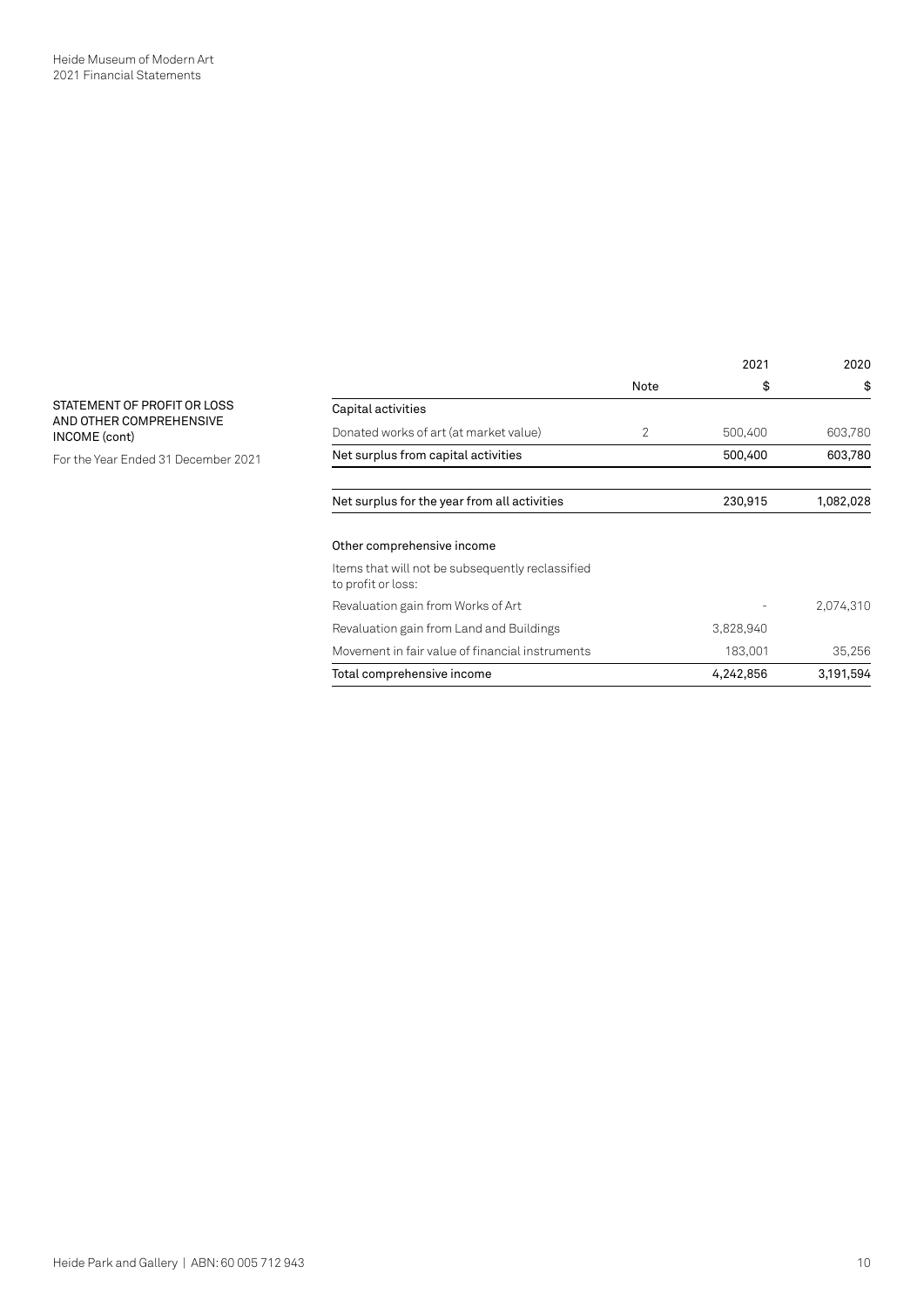## STATEMENT OF PROFIT OR LOSS AND OTHER COMPREHENSIVE INCOME (cont)

For the Year Ended 31 December 2021

| | Note | 2021 $ | 2020 $ |
|---|---|---|---|
| **Capital activities** | | | |
| Donated works of art (at market value) | 2 | 500,400 | 603,780 |
| **Net surplus from capital activities** | | **500,400** | **603,780** |
| | | | |
| **Net surplus for the year from all activities** | | **230,915** | **1,082,028** |
| | | | |
| **Other comprehensive income** | | | |
| Items that will not be subsequently reclassified to profit or loss: | | | |
| Revaluation gain from Works of Art | | - | 2,074,310 |
| Revaluation gain from Land and Buildings | | 3,828,940 | |
| Movement in fair value of financial instruments | | 183,001 | 35,256 |
| **Total comprehensive income** | | **4,242,856** | **3,191,594** |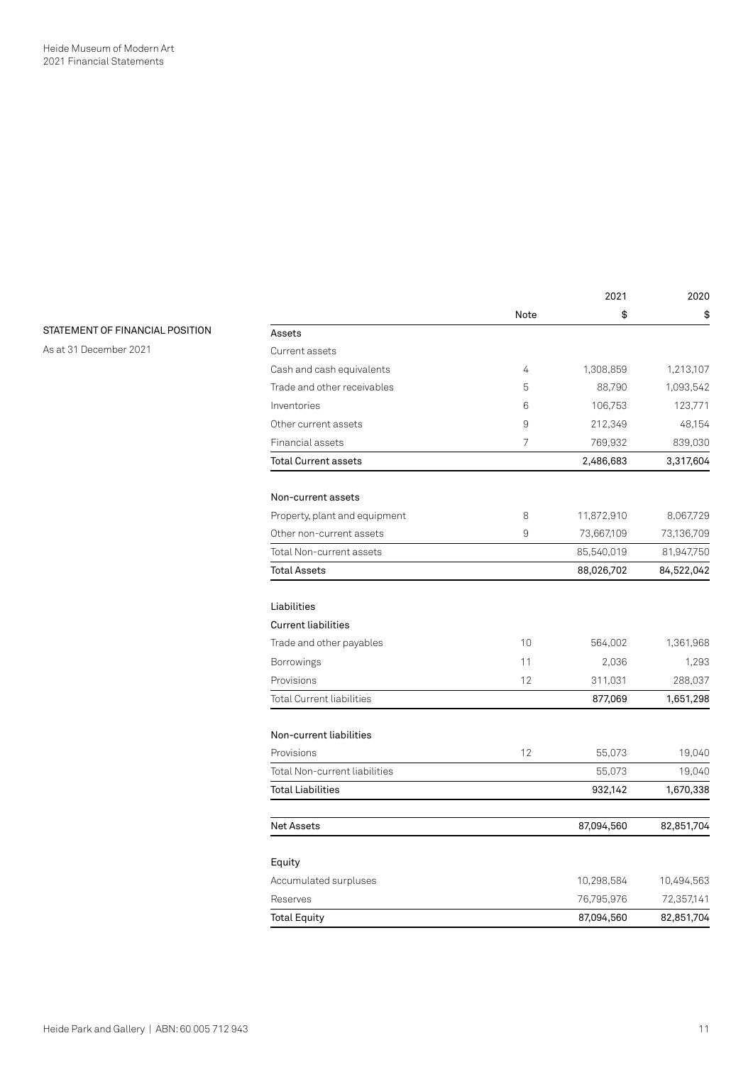## STATEMENT OF FINANCIAL POSITION

As at 31 December 2021

| | Note | 2021 $ | 2020 $ |
|---|---|---|---|
| **Assets** | | | |
| Current assets | | | |
| Cash and cash equivalents | 4 | 1,308,859 | 1,213,107 |
| Trade and other receivables | 5 | 88,790 | 1,093,542 |
| Inventories | 6 | 106,753 | 123,771 |
| Other current assets | 9 | 212,349 | 48,154 |
| Financial assets | 7 | 769,932 | 839,030 |
| **Total Current assets** | | **2,486,683** | **3,317,604** |
| | | | |
| Non-current assets | | | |
| Property, plant and equipment | 8 | 11,872,910 | 8,067,729 |
| Other non-current assets | 9 | 73,667,109 | 73,136,709 |
| Total Non-current assets | | 85,540,019 | 81,947,750 |
| **Total Assets** | | **88,026,702** | **84,522,042** |
| | | | |
| **Liabilities** | | | |
| Current liabilities | | | |
| Trade and other payables | 10 | 564,002 | 1,361,968 |
| Borrowings | 11 | 2,036 | 1,293 |
| Provisions | 12 | 311,031 | 288,037 |
| Total Current liabilities | | 877,069 | 1,651,298 |
| | | | |
| Non-current liabilities | | | |
| Provisions | 12 | 55,073 | 19,040 |
| Total Non-current liabilities | | 55,073 | 19,040 |
| **Total Liabilities** | | **932,142** | **1,670,338** |
| | | | |
| **Net Assets** | | **87,094,560** | **82,851,704** |
| | | | |
| **Equity** | | | |
| Accumulated surpluses | | 10,298,584 | 10,494,563 |
| Reserves | | 76,795,976 | 72,357,141 |
| **Total Equity** | | **87,094,560** | **82,851,704** |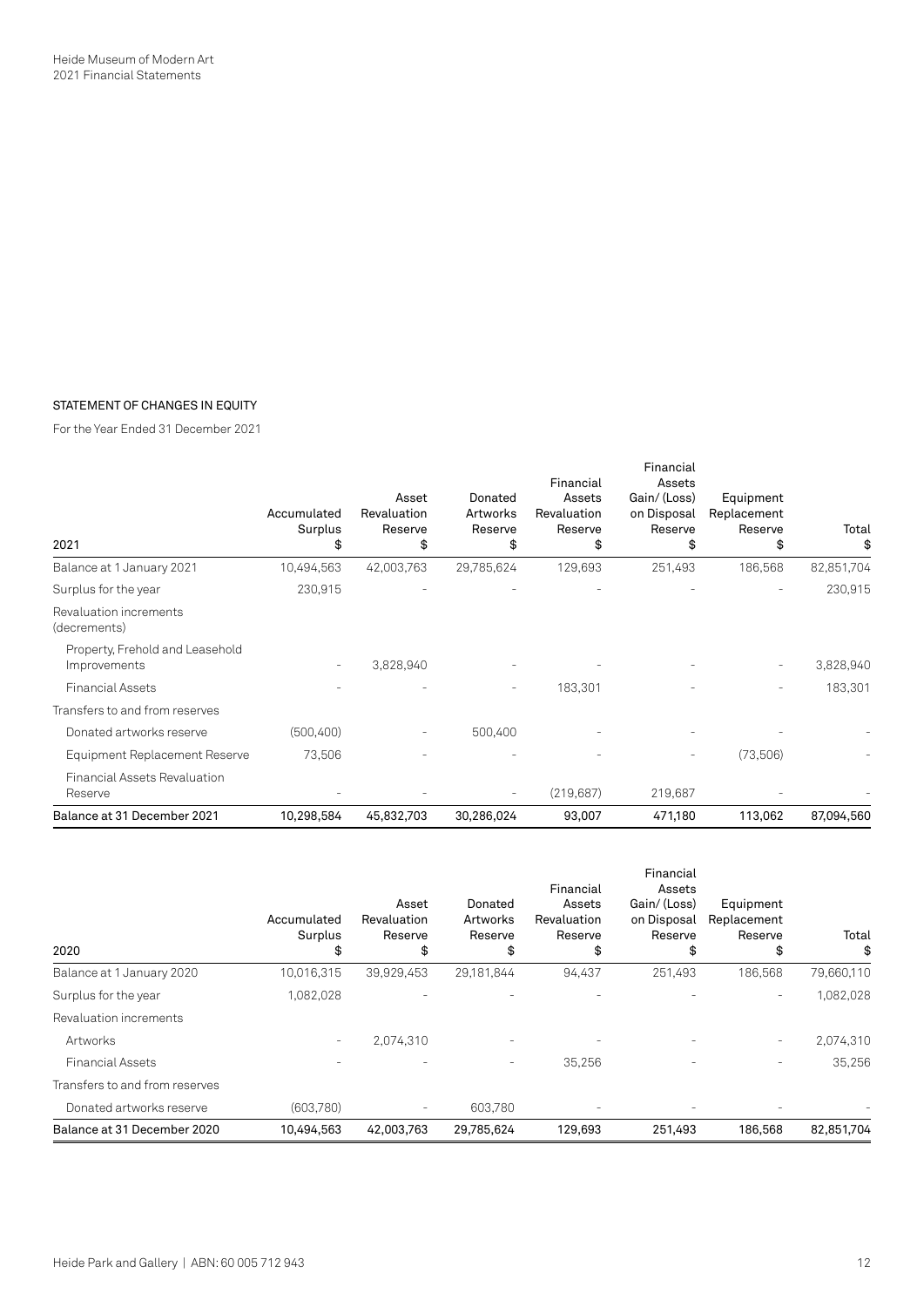## STATEMENT OF CHANGES IN EQUITY

For the Year Ended 31 December 2021

| 2021 | Accumulated Surplus $ | Asset Revaluation Reserve $ | Donated Artworks Reserve $ | Financial Assets Revaluation Reserve $ | Financial Assets Gain/ (Loss) on Disposal Reserve $ | Equipment Replacement Reserve $ | Total $ |
|---|---|---|---|---|---|---|---|
| Balance at 1 January 2021 | 10,494,563 | 42,003,763 | 29,785,624 | 129,693 | 251,493 | 186,568 | 82,851,704 |
| Surplus for the year | 230,915 | - | - | - | - | - | 230,915 |
| Revaluation increments (decrements) | | | | | | | |
| Property, Frehold and Leasehold Improvements | - | 3,828,940 | - | - | - | - | 3,828,940 |
| Financial Assets | - | - | - | 183,301 | - | - | 183,301 |
| Transfers to and from reserves | | | | | | | |
| Donated artworks reserve | (500,400) | - | 500,400 | - | - | - | - |
| Equipment Replacement Reserve | 73,506 | - | - | - | - | (73,506) | - |
| Financial Assets Revaluation Reserve | - | - | - | (219,687) | 219,687 | - | - |
| **Balance at 31 December 2021** | **10,298,584** | **45,832,703** | **30,286,024** | **93,007** | **471,180** | **113,062** | **87,094,560** |

| 2020 | Accumulated Surplus $ | Asset Revaluation Reserve $ | Donated Artworks Reserve $ | Financial Assets Revaluation Reserve $ | Financial Assets Gain/ (Loss) on Disposal Reserve $ | Equipment Replacement Reserve $ | Total $ |
|---|---|---|---|---|---|---|---|
| Balance at 1 January 2020 | 10,016,315 | 39,929,453 | 29,181,844 | 94,437 | 251,493 | 186,568 | 79,660,110 |
| Surplus for the year | 1,082,028 | - | - | - | - | - | 1,082,028 |
| Revaluation increments | | | | | | | |
| Artworks | - | 2,074,310 | - | - | - | - | 2,074,310 |
| Financial Assets | - | - | - | 35,256 | - | - | 35,256 |
| Transfers to and from reserves | | | | | | | |
| Donated artworks reserve | (603,780) | - | 603,780 | - | - | - | - |
| **Balance at 31 December 2020** | **10,494,563** | **42,003,763** | **29,785,624** | **129,693** | **251,493** | **186,568** | **82,851,704** |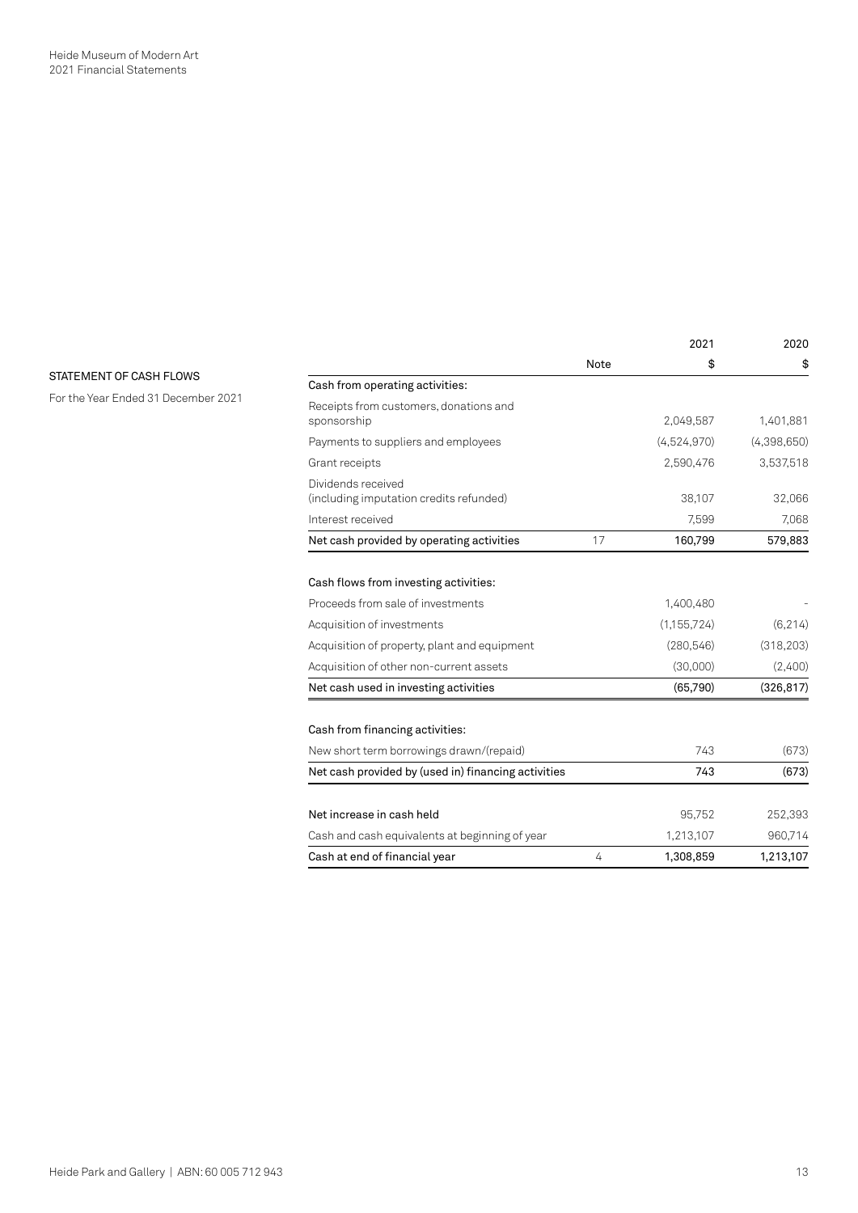## STATEMENT OF CASH FLOWS

For the Year Ended 31 December 2021

| | Note | 2021<br>$ | 2020<br>$ |
|---|---|---|---|
| **Cash from operating activities:** | | | |
| Receipts from customers, donations and sponsorship | | 2,049,587 | 1,401,881 |
| Payments to suppliers and employees | | (4,524,970) | (4,398,650) |
| Grant receipts | | 2,590,476 | 3,537,518 |
| Dividends received (including imputation credits refunded) | | 38,107 | 32,066 |
| Interest received | | 7,599 | 7,068 |
| **Net cash provided by operating activities** | 17 | **160,799** | **579,883** |
| | | | |
| **Cash flows from investing activities:** | | | |
| Proceeds from sale of investments | | 1,400,480 | - |
| Acquisition of investments | | (1,155,724) | (6,214) |
| Acquisition of property, plant and equipment | | (280,546) | (318,203) |
| Acquisition of other non-current assets | | (30,000) | (2,400) |
| **Net cash used in investing activities** | | **(65,790)** | **(326,817)** |
| | | | |
| **Cash from financing activities:** | | | |
| New short term borrowings drawn/(repaid) | | 743 | (673) |
| **Net cash provided by (used in) financing activities** | | **743** | **(673)** |
| | | | |
| Net increase in cash held | | 95,752 | 252,393 |
| Cash and cash equivalents at beginning of year | | 1,213,107 | 960,714 |
| **Cash at end of financial year** | 4 | **1,308,859** | **1,213,107** |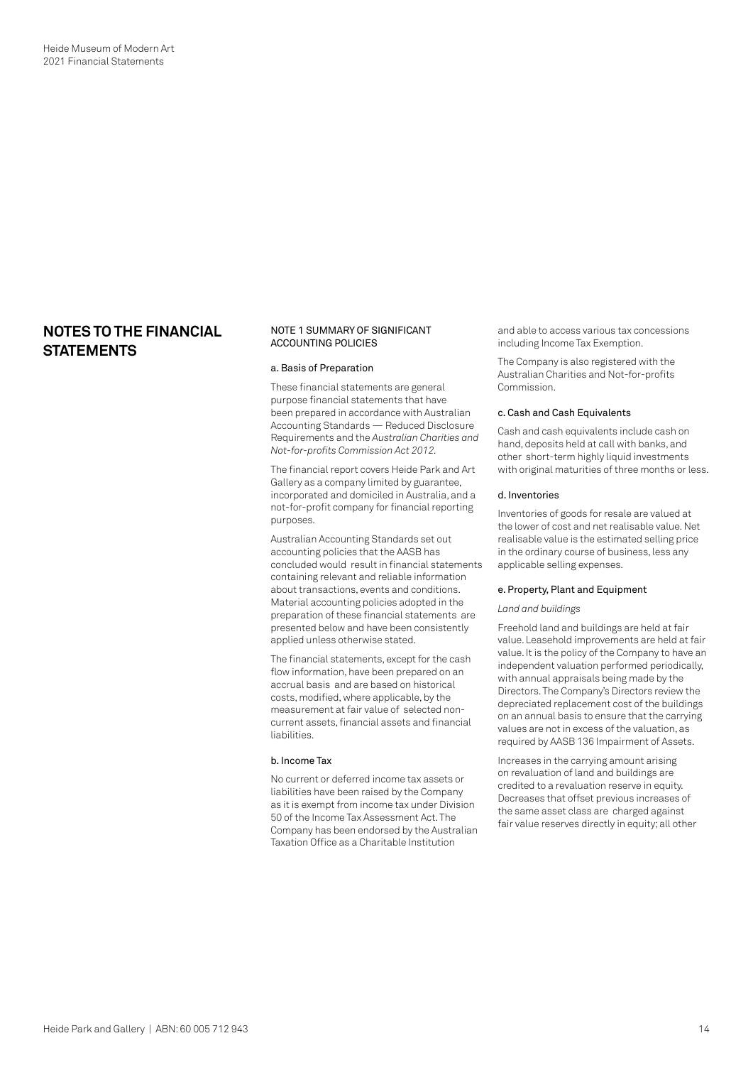# NOTES TO THE FINANCIAL STATEMENTS

## NOTE 1 SUMMARY OF SIGNIFICANT ACCOUNTING POLICIES

### a. Basis of Preparation

These financial statements are general purpose financial statements that have been prepared in accordance with Australian Accounting Standards — Reduced Disclosure Requirements and the *Australian Charities and Not-for-profits Commission Act 2012*.

The financial report covers Heide Park and Art Gallery as a company limited by guarantee, incorporated and domiciled in Australia, and a not-for-profit company for financial reporting purposes.

Australian Accounting Standards set out accounting policies that the AASB has concluded would result in financial statements containing relevant and reliable information about transactions, events and conditions. Material accounting policies adopted in the preparation of these financial statements are presented below and have been consistently applied unless otherwise stated.

The financial statements, except for the cash flow information, have been prepared on an accrual basis and are based on historical costs, modified, where applicable, by the measurement at fair value of selected non-current assets, financial assets and financial liabilities.

### b. Income Tax

No current or deferred income tax assets or liabilities have been raised by the Company as it is exempt from income tax under Division 50 of the Income Tax Assessment Act. The Company has been endorsed by the Australian Taxation Office as a Charitable Institution and able to access various tax concessions including Income Tax Exemption.

The Company is also registered with the Australian Charities and Not-for-profits Commission.

### c. Cash and Cash Equivalents

Cash and cash equivalents include cash on hand, deposits held at call with banks, and other short-term highly liquid investments with original maturities of three months or less.

### d. Inventories

Inventories of goods for resale are valued at the lower of cost and net realisable value. Net realisable value is the estimated selling price in the ordinary course of business, less any applicable selling expenses.

### e. Property, Plant and Equipment

*Land and buildings*

Freehold land and buildings are held at fair value. Leasehold improvements are held at fair value. It is the policy of the Company to have an independent valuation performed periodically, with annual appraisals being made by the Directors. The Company's Directors review the depreciated replacement cost of the buildings on an annual basis to ensure that the carrying values are not in excess of the valuation, as required by AASB 136 Impairment of Assets.

Increases in the carrying amount arising on revaluation of land and buildings are credited to a revaluation reserve in equity. Decreases that offset previous increases of the same asset class are charged against fair value reserves directly in equity; all other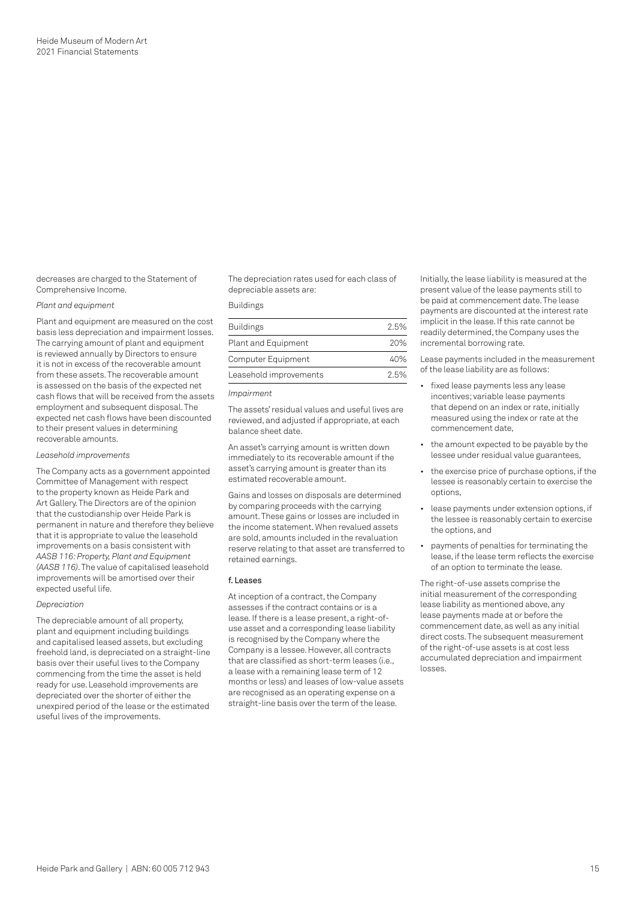decreases are charged to the Statement of Comprehensive Income.

*Plant and equipment*

Plant and equipment are measured on the cost basis less depreciation and impairment losses. The carrying amount of plant and equipment is reviewed annually by Directors to ensure it is not in excess of the recoverable amount from these assets. The recoverable amount is assessed on the basis of the expected net cash flows that will be received from the assets employment and subsequent disposal. The expected net cash flows have been discounted to their present values in determining recoverable amounts.

*Leasehold improvements*

The Company acts as a government appointed Committee of Management with respect to the property known as Heide Park and Art Gallery. The Directors are of the opinion that the custodianship over Heide Park is permanent in nature and therefore they believe that it is appropriate to value the leasehold improvements on a basis consistent with *AASB 116: Property, Plant and Equipment (AASB 116)*. The value of capitalised leasehold improvements will be amortised over their expected useful life.

*Depreciation*

The depreciable amount of all property, plant and equipment including buildings and capitalised leased assets, but excluding freehold land, is depreciated on a straight-line basis over their useful lives to the Company commencing from the time the asset is held ready for use. Leasehold improvements are depreciated over the shorter of either the unexpired period of the lease or the estimated useful lives of the improvements.

The depreciation rates used for each class of depreciable assets are:

Buildings

| | |
|---|---|
| Buildings | 2.5% |
| Plant and Equipment | 20% |
| Computer Equipment | 40% |
| Leasehold improvements | 2.5% |

*Impairment*

The assets' residual values and useful lives are reviewed, and adjusted if appropriate, at each balance sheet date.

An asset's carrying amount is written down immediately to its recoverable amount if the asset's carrying amount is greater than its estimated recoverable amount.

Gains and losses on disposals are determined by comparing proceeds with the carrying amount. These gains or losses are included in the income statement. When revalued assets are sold, amounts included in the revaluation reserve relating to that asset are transferred to retained earnings.

#### f. Leases

At inception of a contract, the Company assesses if the contract contains or is a lease. If there is a lease present, a right-of-use asset and a corresponding lease liability is recognised by the Company where the Company is a lessee. However, all contracts that are classified as short-term leases (i.e., a lease with a remaining lease term of 12 months or less) and leases of low-value assets are recognised as an operating expense on a straight-line basis over the term of the lease.

Initially, the lease liability is measured at the present value of the lease payments still to be paid at commencement date. The lease payments are discounted at the interest rate implicit in the lease. If this rate cannot be readily determined, the Company uses the incremental borrowing rate.

Lease payments included in the measurement of the lease liability are as follows:

- fixed lease payments less any lease incentives; variable lease payments that depend on an index or rate, initially measured using the index or rate at the commencement date,
- the amount expected to be payable by the lessee under residual value guarantees,
- the exercise price of purchase options, if the lessee is reasonably certain to exercise the options,
- lease payments under extension options, if the lessee is reasonably certain to exercise the options, and
- payments of penalties for terminating the lease, if the lease term reflects the exercise of an option to terminate the lease.

The right-of-use assets comprise the initial measurement of the corresponding lease liability as mentioned above, any lease payments made at or before the commencement date, as well as any initial direct costs. The subsequent measurement of the right-of-use assets is at cost less accumulated depreciation and impairment losses.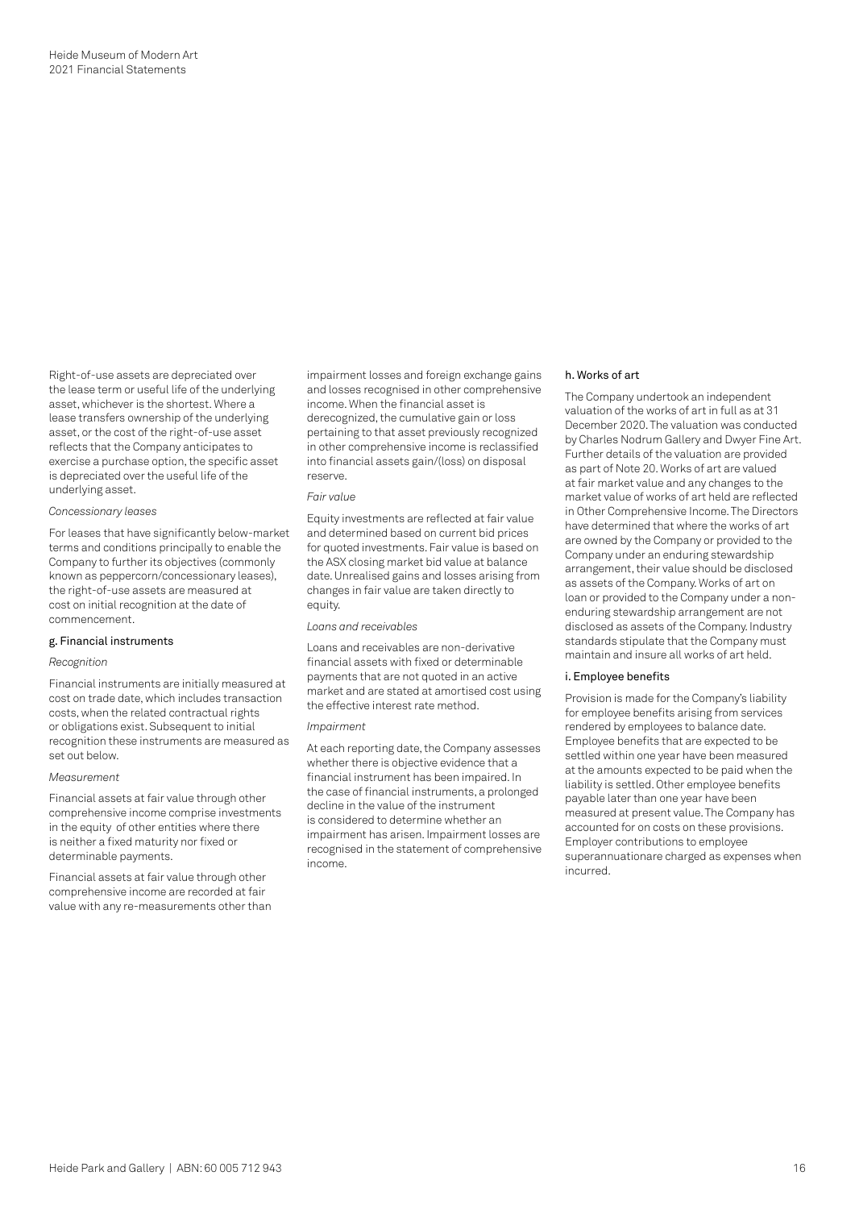Right-of-use assets are depreciated over the lease term or useful life of the underlying asset, whichever is the shortest. Where a lease transfers ownership of the underlying asset, or the cost of the right-of-use asset reflects that the Company anticipates to exercise a purchase option, the specific asset is depreciated over the useful life of the underlying asset.

*Concessionary leases*

For leases that have significantly below-market terms and conditions principally to enable the Company to further its objectives (commonly known as peppercorn/concessionary leases), the right-of-use assets are measured at cost on initial recognition at the date of commencement.

### g. Financial instruments

*Recognition*

Financial instruments are initially measured at cost on trade date, which includes transaction costs, when the related contractual rights or obligations exist. Subsequent to initial recognition these instruments are measured as set out below.

*Measurement*

Financial assets at fair value through other comprehensive income comprise investments in the equity of other entities where there is neither a fixed maturity nor fixed or determinable payments.

Financial assets at fair value through other comprehensive income are recorded at fair value with any re-measurements other than impairment losses and foreign exchange gains and losses recognised in other comprehensive income. When the financial asset is derecognized, the cumulative gain or loss pertaining to that asset previously recognized in other comprehensive income is reclassified into financial assets gain/(loss) on disposal reserve.

*Fair value*

Equity investments are reflected at fair value and determined based on current bid prices for quoted investments. Fair value is based on the ASX closing market bid value at balance date. Unrealised gains and losses arising from changes in fair value are taken directly to equity.

*Loans and receivables*

Loans and receivables are non-derivative financial assets with fixed or determinable payments that are not quoted in an active market and are stated at amortised cost using the effective interest rate method.

*Impairment*

At each reporting date, the Company assesses whether there is objective evidence that a financial instrument has been impaired. In the case of financial instruments, a prolonged decline in the value of the instrument is considered to determine whether an impairment has arisen. Impairment losses are recognised in the statement of comprehensive income.

### h. Works of art

The Company undertook an independent valuation of the works of art in full as at 31 December 2020. The valuation was conducted by Charles Nodrum Gallery and Dwyer Fine Art. Further details of the valuation are provided as part of Note 20. Works of art are valued at fair market value and any changes to the market value of works of art held are reflected in Other Comprehensive Income. The Directors have determined that where the works of art are owned by the Company or provided to the Company under an enduring stewardship arrangement, their value should be disclosed as assets of the Company. Works of art on loan or provided to the Company under a non-enduring stewardship arrangement are not disclosed as assets of the Company. Industry standards stipulate that the Company must maintain and insure all works of art held.

### i. Employee benefits

Provision is made for the Company's liability for employee benefits arising from services rendered by employees to balance date. Employee benefits that are expected to be settled within one year have been measured at the amounts expected to be paid when the liability is settled. Other employee benefits payable later than one year have been measured at present value. The Company has accounted for on costs on these provisions. Employer contributions to employee superannuationare charged as expenses when incurred.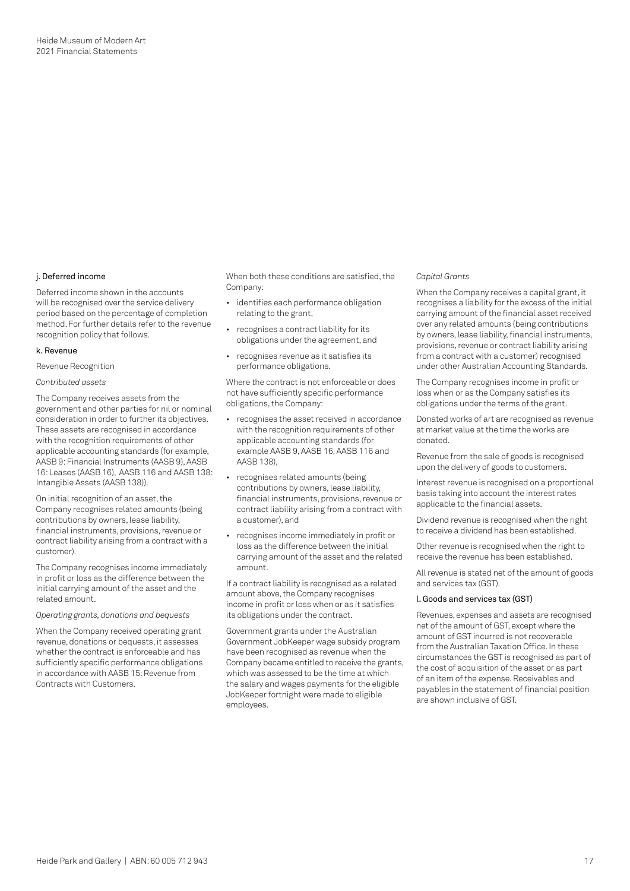### j. Deferred income

Deferred income shown in the accounts will be recognised over the service delivery period based on the percentage of completion method. For further details refer to the revenue recognition policy that follows.

### k. Revenue

Revenue Recognition

*Contributed assets*

The Company receives assets from the government and other parties for nil or nominal consideration in order to further its objectives. These assets are recognised in accordance with the recognition requirements of other applicable accounting standards (for example, AASB 9: Financial Instruments (AASB 9), AASB 16: Leases (AASB 16), AASB 116 and AASB 138: Intangible Assets (AASB 138)).

On initial recognition of an asset, the Company recognises related amounts (being contributions by owners, lease liability, financial instruments, provisions, revenue or contract liability arising from a contract with a customer).

The Company recognises income immediately in profit or loss as the difference between the initial carrying amount of the asset and the related amount.

*Operating grants, donations and bequests*

When the Company received operating grant revenue, donations or bequests, it assesses whether the contract is enforceable and has sufficiently specific performance obligations in accordance with AASB 15: Revenue from Contracts with Customers.

When both these conditions are satisfied, the Company:

- identifies each performance obligation relating to the grant,
- recognises a contract liability for its obligations under the agreement, and
- recognises revenue as it satisfies its performance obligations.

Where the contract is not enforceable or does not have sufficiently specific performance obligations, the Company:

- recognises the asset received in accordance with the recognition requirements of other applicable accounting standards (for example AASB 9, AASB 16, AASB 116 and AASB 138),
- recognises related amounts (being contributions by owners, lease liability, financial instruments, provisions, revenue or contract liability arising from a contract with a customer), and
- recognises income immediately in profit or loss as the difference between the initial carrying amount of the asset and the related amount.

If a contract liability is recognised as a related amount above, the Company recognises income in profit or loss when or as it satisfies its obligations under the contract.

Government grants under the Australian Government JobKeeper wage subsidy program have been recognised as revenue when the Company became entitled to receive the grants, which was assessed to be the time at which the salary and wages payments for the eligible JobKeeper fortnight were made to eligible employees.

*Capital Grants*

When the Company receives a capital grant, it recognises a liability for the excess of the initial carrying amount of the financial asset received over any related amounts (being contributions by owners, lease liability, financial instruments, provisions, revenue or contract liability arising from a contract with a customer) recognised under other Australian Accounting Standards.

The Company recognises income in profit or loss when or as the Company satisfies its obligations under the terms of the grant.

Donated works of art are recognised as revenue at market value at the time the works are donated.

Revenue from the sale of goods is recognised upon the delivery of goods to customers.

Interest revenue is recognised on a proportional basis taking into account the interest rates applicable to the financial assets.

Dividend revenue is recognised when the right to receive a dividend has been established.

Other revenue is recognised when the right to receive the revenue has been established.

All revenue is stated net of the amount of goods and services tax (GST).

### l. Goods and services tax (GST)

Revenues, expenses and assets are recognised net of the amount of GST, except where the amount of GST incurred is not recoverable from the Australian Taxation Office. In these circumstances the GST is recognised as part of the cost of acquisition of the asset or as part of an item of the expense. Receivables and payables in the statement of financial position are shown inclusive of GST.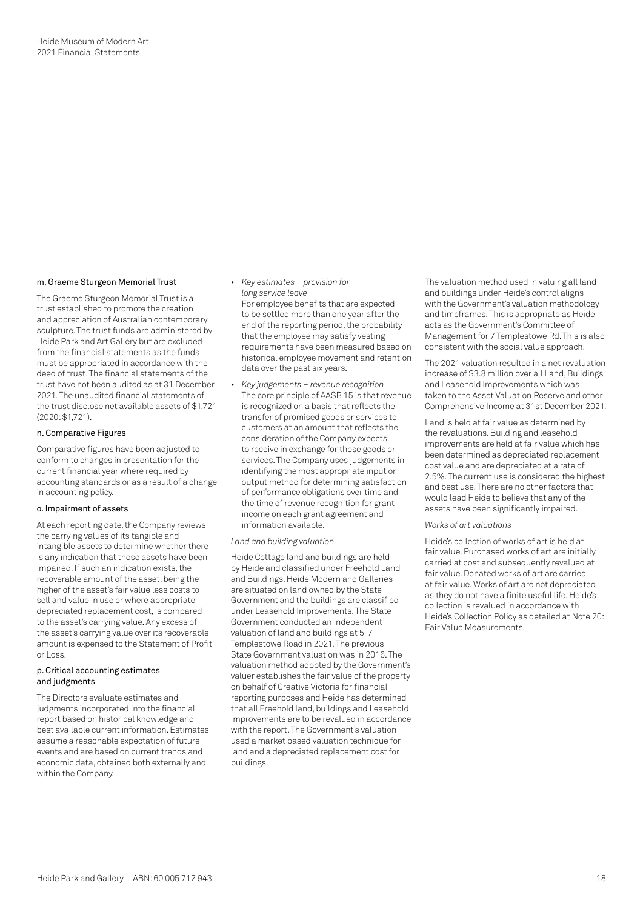### m. Graeme Sturgeon Memorial Trust

The Graeme Sturgeon Memorial Trust is a trust established to promote the creation and appreciation of Australian contemporary sculpture. The trust funds are administered by Heide Park and Art Gallery but are excluded from the financial statements as the funds must be appropriated in accordance with the deed of trust. The financial statements of the trust have not been audited as at 31 December 2021. The unaudited financial statements of the trust disclose net available assets of $1,721 (2020: $1,721).

### n. Comparative Figures

Comparative figures have been adjusted to conform to changes in presentation for the current financial year where required by accounting standards or as a result of a change in accounting policy.

### o. Impairment of assets

At each reporting date, the Company reviews the carrying values of its tangible and intangible assets to determine whether there is any indication that those assets have been impaired. If such an indication exists, the recoverable amount of the asset, being the higher of the asset's fair value less costs to sell and value in use or where appropriate depreciated replacement cost, is compared to the asset's carrying value. Any excess of the asset's carrying value over its recoverable amount is expensed to the Statement of Profit or Loss.

### p. Critical accounting estimates and judgments

The Directors evaluate estimates and judgments incorporated into the financial report based on historical knowledge and best available current information. Estimates assume a reasonable expectation of future events and are based on current trends and economic data, obtained both externally and within the Company.

- *Key estimates – provision for long service leave*
  For employee benefits that are expected to be settled more than one year after the end of the reporting period, the probability that the employee may satisfy vesting requirements have been measured based on historical employee movement and retention data over the past six years.
- *Key judgements – revenue recognition*
  The core principle of AASB 15 is that revenue is recognized on a basis that reflects the transfer of promised goods or services to customers at an amount that reflects the consideration of the Company expects to receive in exchange for those goods or services. The Company uses judgements in identifying the most appropriate input or output method for determining satisfaction of performance obligations over time and the time of revenue recognition for grant income on each grant agreement and information available.

*Land and building valuation*

Heide Cottage land and buildings are held by Heide and classified under Freehold Land and Buildings. Heide Modern and Galleries are situated on land owned by the State Government and the buildings are classified under Leasehold Improvements. The State Government conducted an independent valuation of land and buildings at 5-7 Templestowe Road in 2021. The previous State Government valuation was in 2016. The valuation method adopted by the Government's valuer establishes the fair value of the property on behalf of Creative Victoria for financial reporting purposes and Heide has determined that all Freehold land, buildings and Leasehold improvements are to be revalued in accordance with the report. The Government's valuation used a market based valuation technique for land and a depreciated replacement cost for buildings.

The valuation method used in valuing all land and buildings under Heide's control aligns with the Government's valuation methodology and timeframes. This is appropriate as Heide acts as the Government's Committee of Management for 7 Templestowe Rd. This is also consistent with the social value approach.

The 2021 valuation resulted in a net revaluation increase of $3.8 million over all Land, Buildings and Leasehold Improvements which was taken to the Asset Valuation Reserve and other Comprehensive Income at 31st December 2021.

Land is held at fair value as determined by the revaluations. Building and leasehold improvements are held at fair value which has been determined as depreciated replacement cost value and are depreciated at a rate of 2.5%. The current use is considered the highest and best use. There are no other factors that would lead Heide to believe that any of the assets have been significantly impaired.

*Works of art valuations*

Heide's collection of works of art is held at fair value. Purchased works of art are initially carried at cost and subsequently revalued at fair value. Donated works of art are carried at fair value. Works of art are not depreciated as they do not have a finite useful life. Heide's collection is revalued in accordance with Heide's Collection Policy as detailed at Note 20: Fair Value Measurements.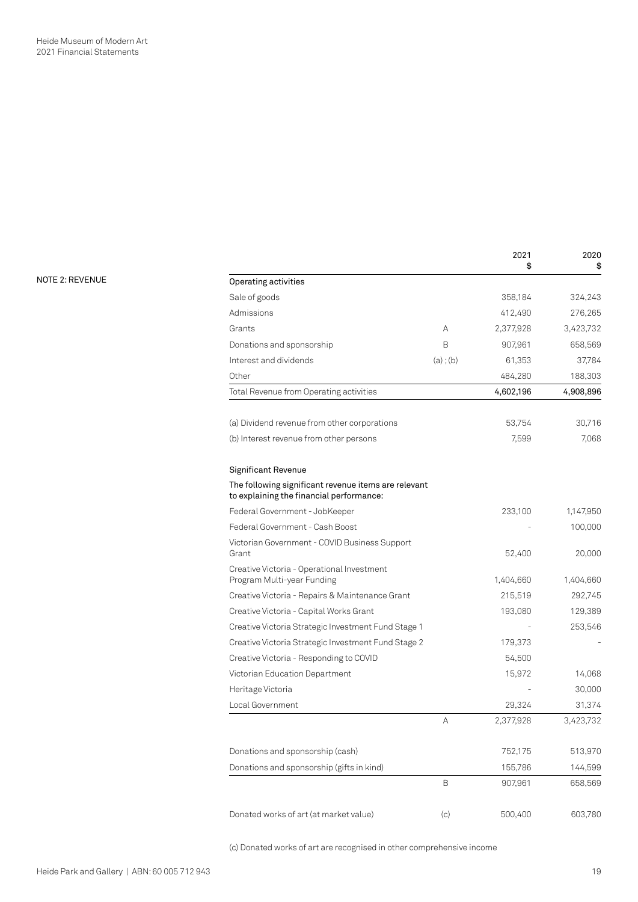## NOTE 2: REVENUE

| | | 2021 $ | 2020 $ |
|---|---|---|---|
| **Operating activities** | | | |
| Sale of goods | | 358,184 | 324,243 |
| Admissions | | 412,490 | 276,265 |
| Grants | A | 2,377,928 | 3,423,732 |
| Donations and sponsorship | B | 907,961 | 658,569 |
| Interest and dividends | (a) ; (b) | 61,353 | 37,784 |
| Other | | 484,280 | 188,303 |
| Total Revenue from Operating activities | | **4,602,196** | **4,908,896** |
| | | | |
| (a) Dividend revenue from other corporations | | 53,754 | 30,716 |
| (b) Interest revenue from other persons | | 7,599 | 7,068 |

**Significant Revenue**

**The following significant revenue items are relevant to explaining the financial performance:**

| | | 2021 $ | 2020 $ |
|---|---|---|---|
| Federal Government - JobKeeper | | 233,100 | 1,147,950 |
| Federal Government - Cash Boost | | - | 100,000 |
| Victorian Government - COVID Business Support Grant | | 52,400 | 20,000 |
| Creative Victoria - Operational Investment Program Multi-year Funding | | 1,404,660 | 1,404,660 |
| Creative Victoria - Repairs & Maintenance Grant | | 215,519 | 292,745 |
| Creative Victoria - Capital Works Grant | | 193,080 | 129,389 |
| Creative Victoria Strategic Investment Fund Stage 1 | | - | 253,546 |
| Creative Victoria Strategic Investment Fund Stage 2 | | 179,373 | - |
| Creative Victoria - Responding to COVID | | 54,500 | |
| Victorian Education Department | | 15,972 | 14,068 |
| Heritage Victoria | | - | 30,000 |
| Local Government | | 29,324 | 31,374 |
| | A | 2,377,928 | 3,423,732 |
| | | | |
| Donations and sponsorship (cash) | | 752,175 | 513,970 |
| Donations and sponsorship (gifts in kind) | | 155,786 | 144,599 |
| | B | 907,961 | 658,569 |
| | | | |
| Donated works of art (at market value) | (c) | 500,400 | 603,780 |

(c) Donated works of art are recognised in other comprehensive income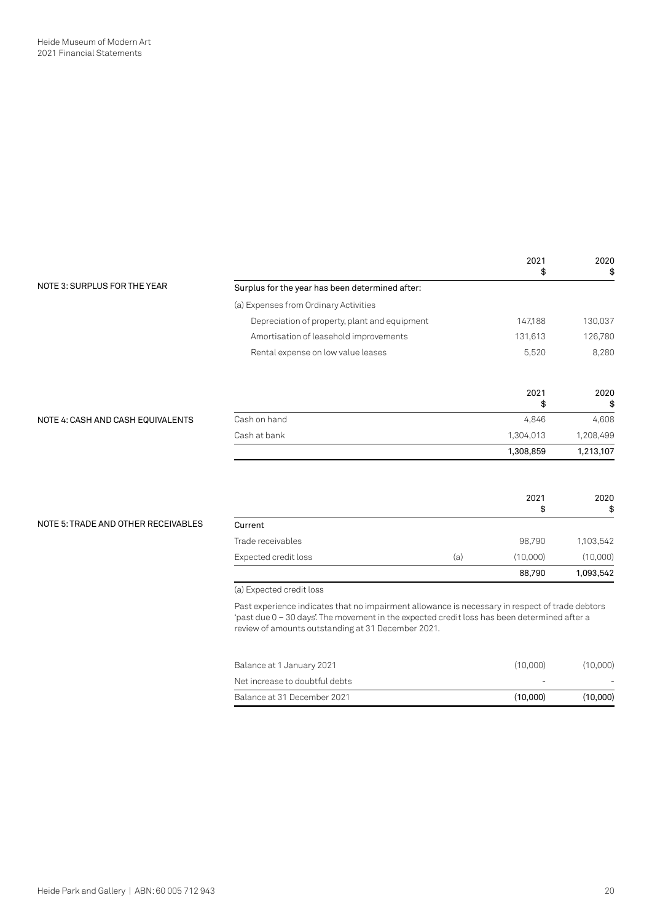## NOTE 3: SURPLUS FOR THE YEAR

| | 2021<br>$ | 2020<br>$ |
|---|---|---|
| Surplus for the year has been determined after: | | |
| (a) Expenses from Ordinary Activities | | |
| Depreciation of property, plant and equipment | 147,188 | 130,037 |
| Amortisation of leasehold improvements | 131,613 | 126,780 |
| Rental expense on low value leases | 5,520 | 8,280 |

## NOTE 4: CASH AND CASH EQUIVALENTS

| | 2021<br>$ | 2020<br>$ |
|---|---|---|
| Cash on hand | 4,846 | 4,608 |
| Cash at bank | 1,304,013 | 1,208,499 |
| | 1,308,859 | 1,213,107 |

## NOTE 5: TRADE AND OTHER RECEIVABLES

| | | 2021<br>$ | 2020<br>$ |
|---|---|---|---|
| **Current** | | | |
| Trade receivables | | 98,790 | 1,103,542 |
| Expected credit loss | (a) | (10,000) | (10,000) |
| | | 88,790 | 1,093,542 |

(a) Expected credit loss

Past experience indicates that no impairment allowance is necessary in respect of trade debtors 'past due 0 – 30 days'. The movement in the expected credit loss has been determined after a review of amounts outstanding at 31 December 2021.

| | | |
|---|---|---|
| Balance at 1 January 2021 | (10,000) | (10,000) |
| Net increase to doubtful debts | - | - |
| Balance at 31 December 2021 | (10,000) | (10,000) |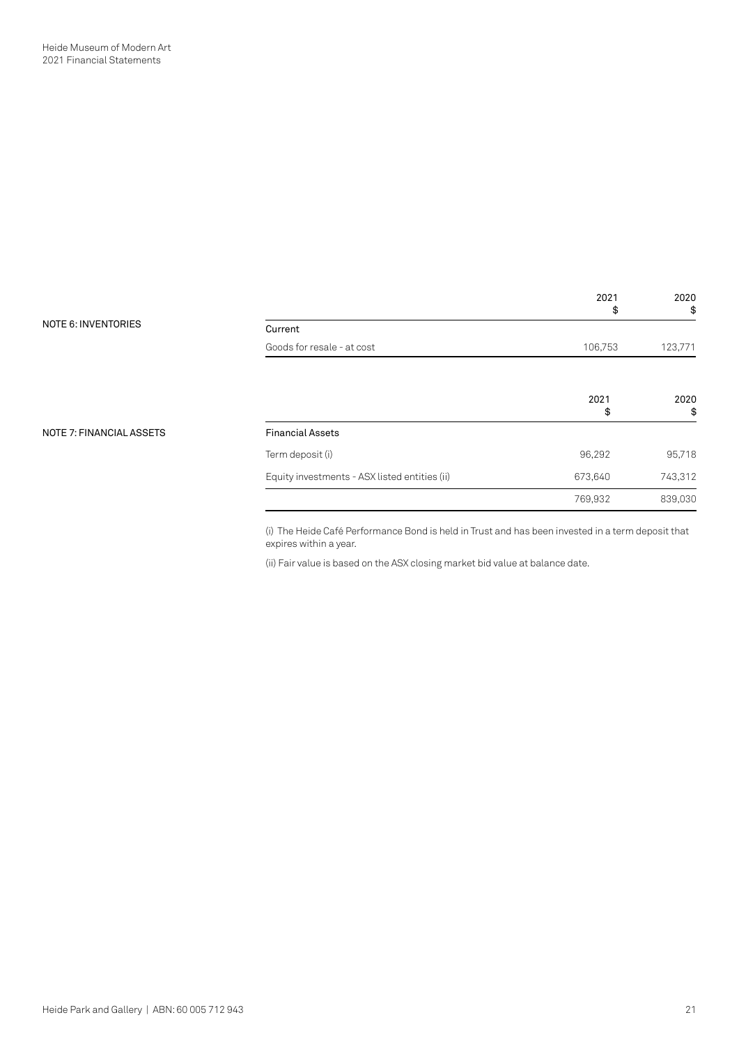## NOTE 6: INVENTORIES

| | 2021 $ | 2020 $ |
|---|---|---|
| **Current** | | |
| Goods for resale - at cost | 106,753 | 123,771 |

## NOTE 7: FINANCIAL ASSETS

| | 2021 $ | 2020 $ |
|---|---|---|
| **Financial Assets** | | |
| Term deposit (i) | 96,292 | 95,718 |
| Equity investments - ASX listed entities (ii) | 673,640 | 743,312 |
| | 769,932 | 839,030 |

(i) The Heide Café Performance Bond is held in Trust and has been invested in a term deposit that expires within a year.

(ii) Fair value is based on the ASX closing market bid value at balance date.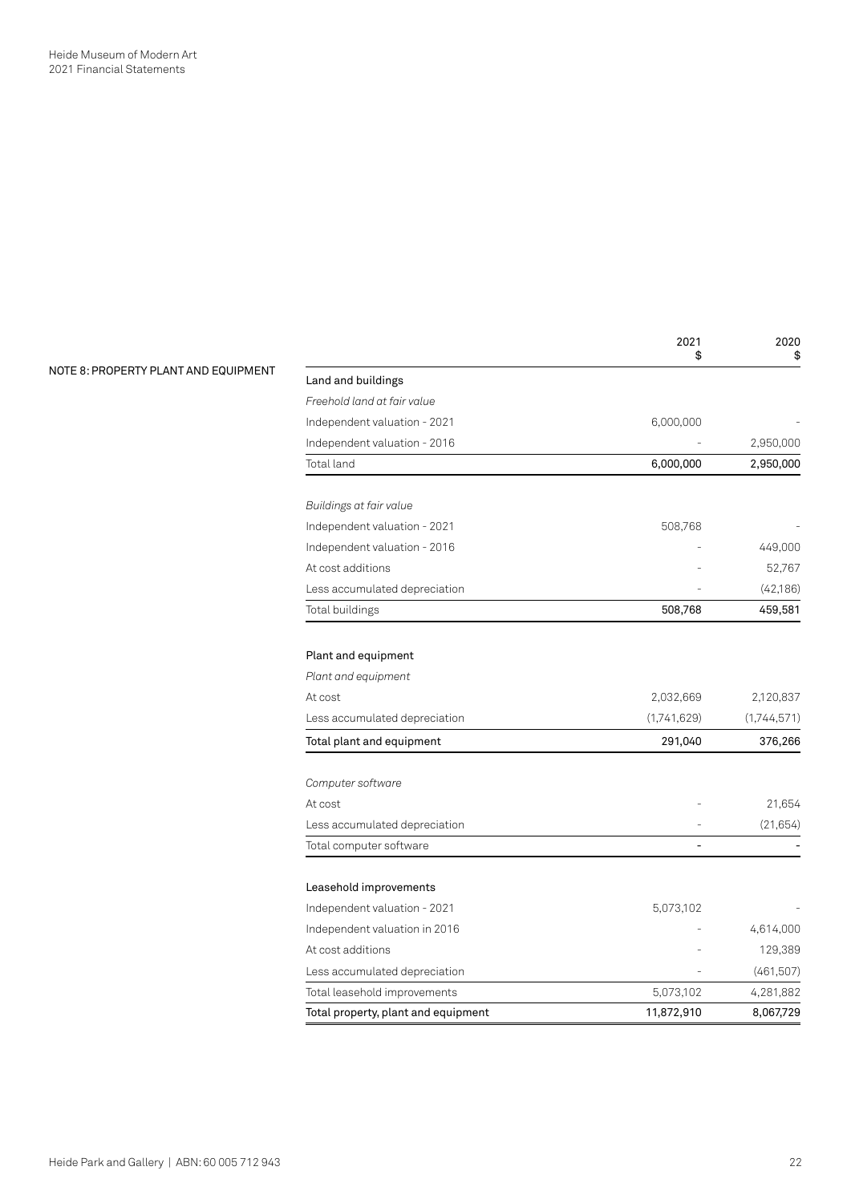## NOTE 8: PROPERTY PLANT AND EQUIPMENT

| | 2021<br>$ | 2020<br>$ |
|---|---|---|
| **Land and buildings** | | |
| *Freehold land at fair value* | | |
| Independent valuation - 2021 | 6,000,000 | - |
| Independent valuation - 2016 | - | 2,950,000 |
| Total land | **6,000,000** | **2,950,000** |
| | | |
| *Buildings at fair value* | | |
| Independent valuation - 2021 | 508,768 | - |
| Independent valuation - 2016 | - | 449,000 |
| At cost additions | - | 52,767 |
| Less accumulated depreciation | - | (42,186) |
| Total buildings | **508,768** | **459,581** |
| | | |
| **Plant and equipment** | | |
| *Plant and equipment* | | |
| At cost | 2,032,669 | 2,120,837 |
| Less accumulated depreciation | (1,741,629) | (1,744,571) |
| **Total plant and equipment** | **291,040** | **376,266** |
| | | |
| *Computer software* | | |
| At cost | - | 21,654 |
| Less accumulated depreciation | - | (21,654) |
| Total computer software | - | - |
| | | |
| **Leasehold improvements** | | |
| Independent valuation - 2021 | 5,073,102 | - |
| Independent valuation in 2016 | - | 4,614,000 |
| At cost additions | - | 129,389 |
| Less accumulated depreciation | - | (461,507) |
| Total leasehold improvements | 5,073,102 | 4,281,882 |
| **Total property, plant and equipment** | **11,872,910** | **8,067,729** |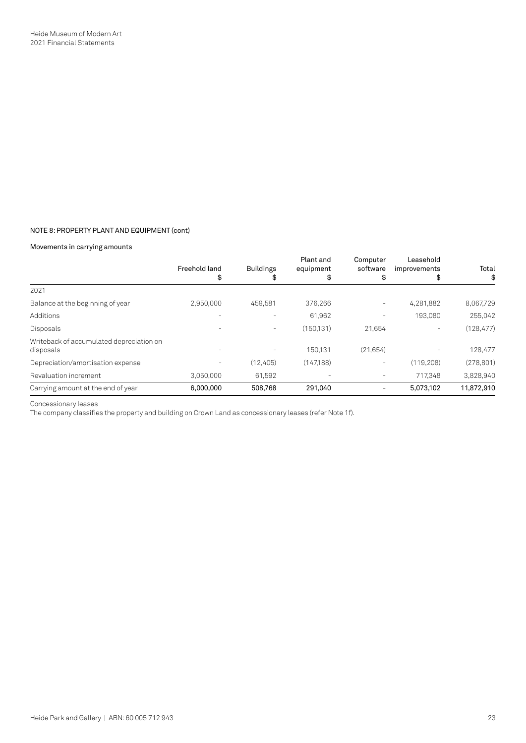## NOTE 8: PROPERTY PLANT AND EQUIPMENT (cont)

### Movements in carrying amounts

| | Freehold land $ | Buildings $ | Plant and equipment $ | Computer software $ | Leasehold improvements $ | Total $ |
|---|---|---|---|---|---|---|
| 2021 | | | | | | |
| Balance at the beginning of year | 2,950,000 | 459,581 | 376,266 | - | 4,281,882 | 8,067,729 |
| Additions | - | - | 61,962 | - | 193,080 | 255,042 |
| Disposals | - | - | (150,131) | 21,654 | - | (128,477) |
| Writeback of accumulated depreciation on disposals | - | - | 150,131 | (21,654) | - | 128,477 |
| Depreciation/amortisation expense | - | (12,405) | (147,188) | - | (119,208) | (278,801) |
| Revaluation increment | 3,050,000 | 61,592 | - | - | 717,348 | 3,828,940 |
| **Carrying amount at the end of year** | **6,000,000** | **508,768** | **291,040** | **-** | **5,073,102** | **11,872,910** |

Concessionary leases

The company classifies the property and building on Crown Land as concessionary leases (refer Note 1f).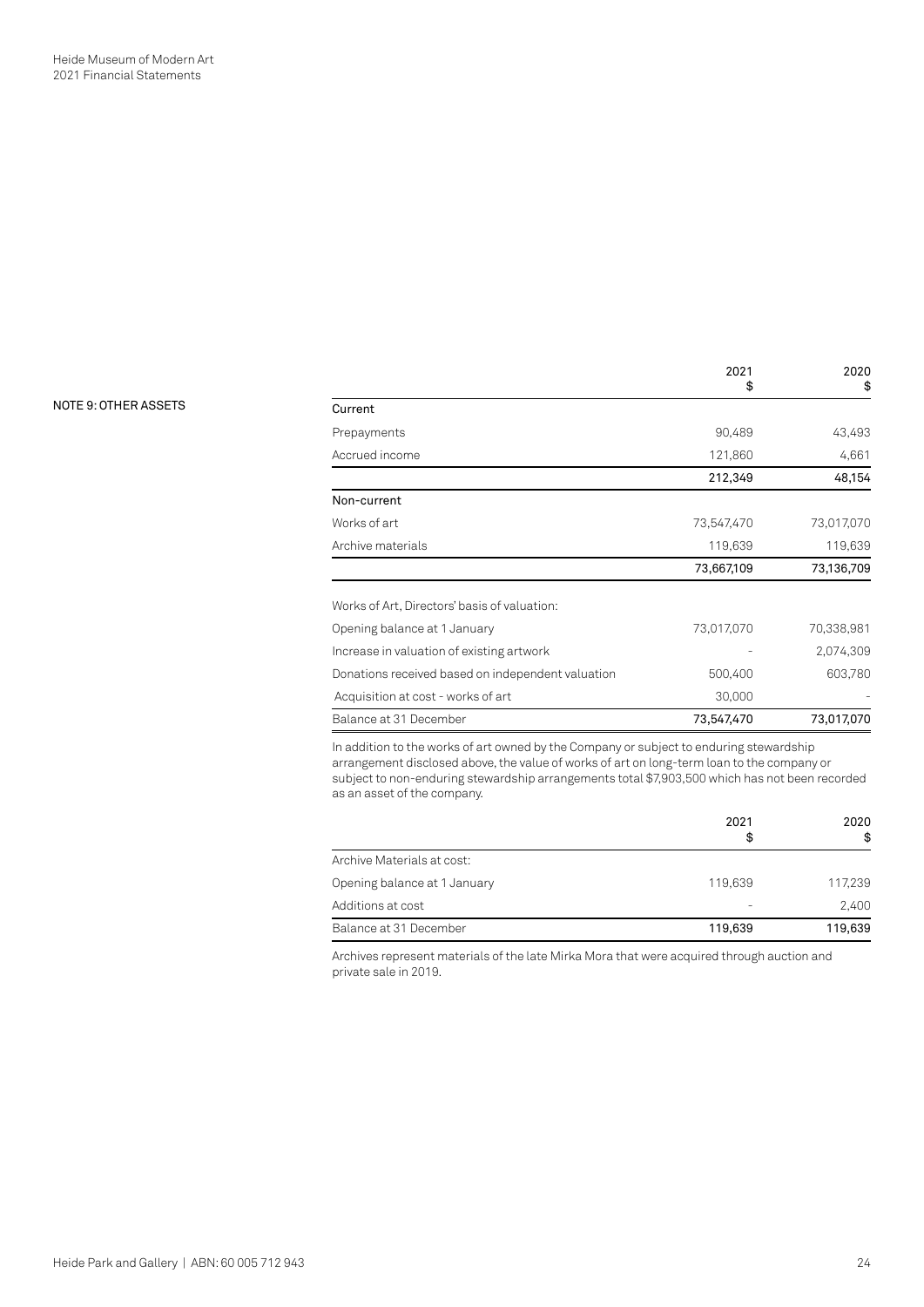## NOTE 9: OTHER ASSETS

| | 2021<br>$ | 2020<br>$ |
|---|---|---|
| **Current** | | |
| Prepayments | 90,489 | 43,493 |
| Accrued income | 121,860 | 4,661 |
| | **212,349** | **48,154** |
| **Non-current** | | |
| Works of art | 73,547,470 | 73,017,070 |
| Archive materials | 119,639 | 119,639 |
| | **73,667,109** | **73,136,709** |
| Works of Art, Directors' basis of valuation: | | |
| Opening balance at 1 January | 73,017,070 | 70,338,981 |
| Increase in valuation of existing artwork | - | 2,074,309 |
| Donations received based on independent valuation | 500,400 | 603,780 |
| Acquisition at cost - works of art | 30,000 | - |
| Balance at 31 December | **73,547,470** | **73,017,070** |

In addition to the works of art owned by the Company or subject to enduring stewardship arrangement disclosed above, the value of works of art on long-term loan to the company or subject to non-enduring stewardship arrangements total $7,903,500 which has not been recorded as an asset of the company.

| | 2021<br>$ | 2020<br>$ |
|---|---|---|
| Archive Materials at cost: | | |
| Opening balance at 1 January | 119,639 | 117,239 |
| Additions at cost | - | 2,400 |
| Balance at 31 December | **119,639** | **119,639** |

Archives represent materials of the late Mirka Mora that were acquired through auction and private sale in 2019.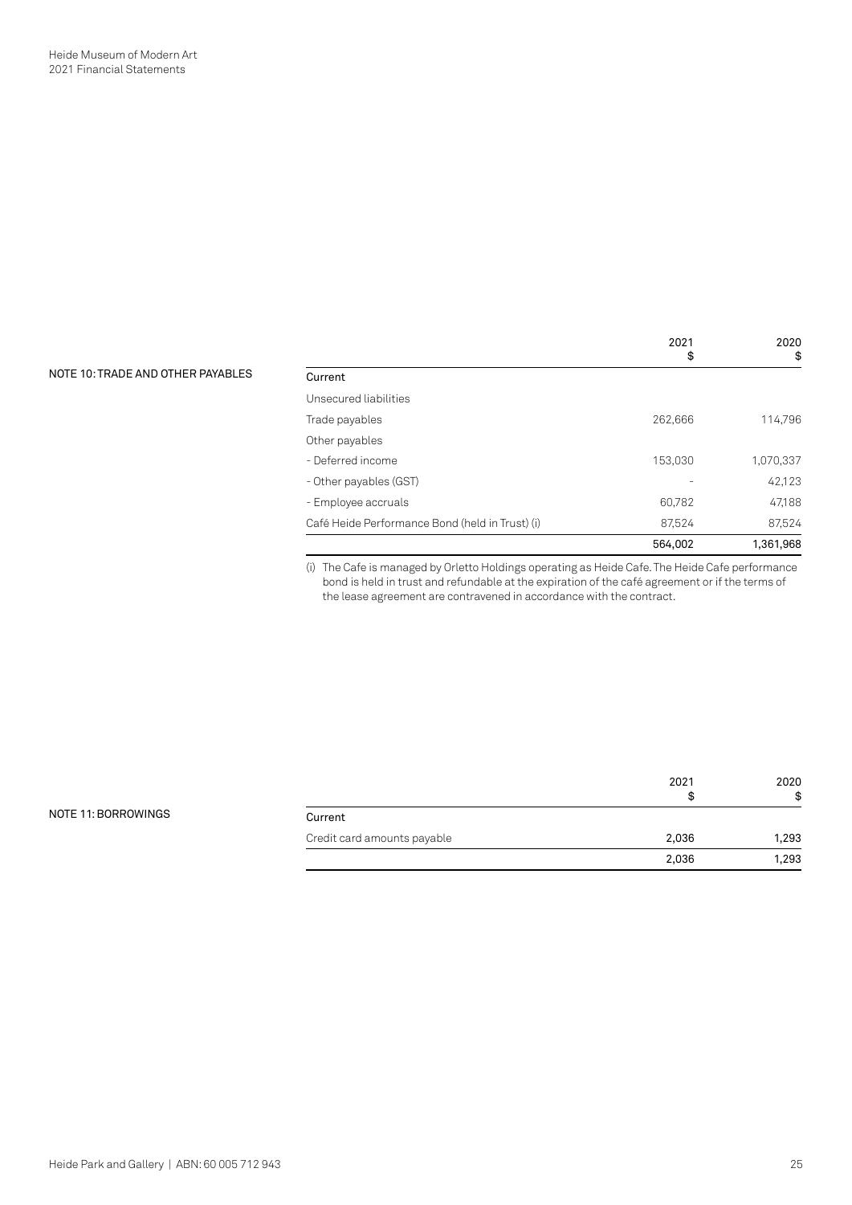## NOTE 10: TRADE AND OTHER PAYABLES

| | 2021<br>$ | 2020<br>$ |
|---|---|---|
| **Current** | | |
| Unsecured liabilities | | |
| Trade payables | 262,666 | 114,796 |
| Other payables | | |
| - Deferred income | 153,030 | 1,070,337 |
| - Other payables (GST) | - | 42,123 |
| - Employee accruals | 60,782 | 47,188 |
| Café Heide Performance Bond (held in Trust) (i) | 87,524 | 87,524 |
| | **564,002** | **1,361,968** |

(i) The Cafe is managed by Orletto Holdings operating as Heide Cafe. The Heide Cafe performance bond is held in trust and refundable at the expiration of the café agreement or if the terms of the lease agreement are contravened in accordance with the contract.

## NOTE 11: BORROWINGS

| | 2021<br>$ | 2020<br>$ |
|---|---|---|
| **Current** | | |
| Credit card amounts payable | 2,036 | 1,293 |
| | **2,036** | **1,293** |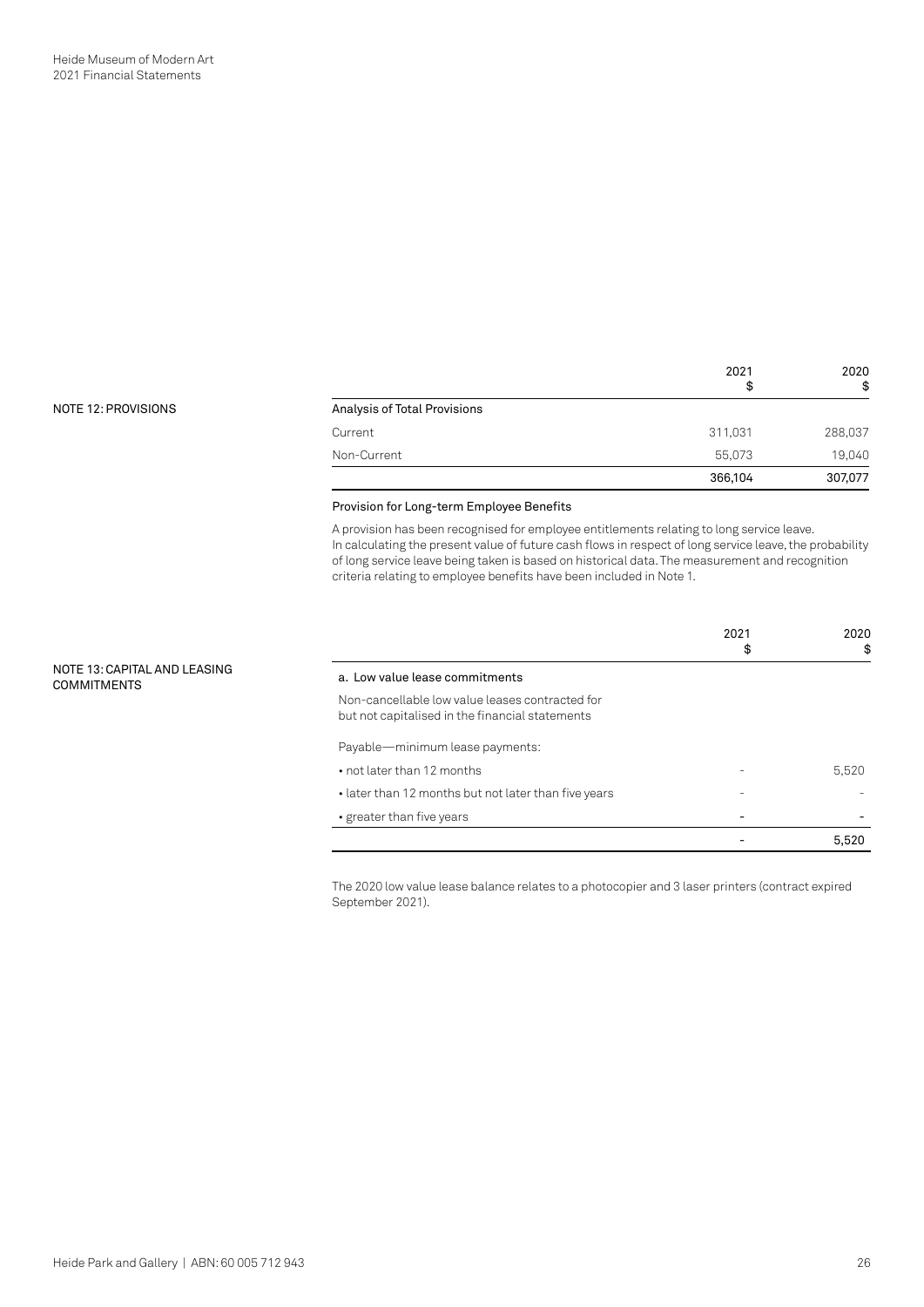## NOTE 12: PROVISIONS

| | 2021 $ | 2020 $ |
|---|---|---|
| Analysis of Total Provisions | | |
| Current | 311,031 | 288,037 |
| Non-Current | 55,073 | 19,040 |
| | 366,104 | 307,077 |

### Provision for Long-term Employee Benefits

A provision has been recognised for employee entitlements relating to long service leave. In calculating the present value of future cash flows in respect of long service leave, the probability of long service leave being taken is based on historical data. The measurement and recognition criteria relating to employee benefits have been included in Note 1.

## NOTE 13: CAPITAL AND LEASING COMMITMENTS

| | 2021 $ | 2020 $ |
|---|---|---|
| a. Low value lease commitments | | |
| Non-cancellable low value leases contracted for but not capitalised in the financial statements | | |
| Payable—minimum lease payments: | | |
| • not later than 12 months | - | 5,520 |
| • later than 12 months but not later than five years | - | - |
| • greater than five years | - | - |
| | - | 5,520 |

The 2020 low value lease balance relates to a photocopier and 3 laser printers (contract expired September 2021).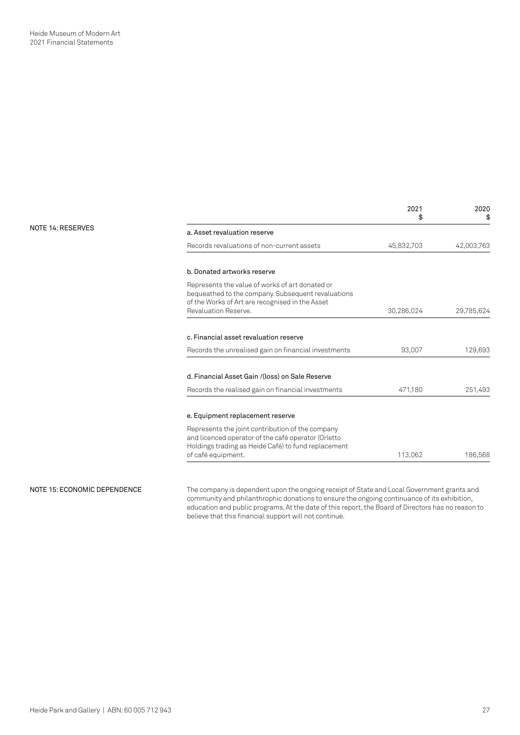## NOTE 14: RESERVES

| | 2021 $ | 2020 $ |
|---|---|---|
| **a. Asset revaluation reserve** | | |
| Records revaluations of non-current assets | 45,832,703 | 42,003,763 |
| **b. Donated artworks reserve** | | |
| Represents the value of works of art donated or bequeathed to the company. Subsequent revaluations of the Works of Art are recognised in the Asset Revaluation Reserve. | 30,286,024 | 29,785,624 |
| **c. Financial asset revaluation reserve** | | |
| Records the unrealised gain on financial investments | 93,007 | 129,693 |
| **d. Financial Asset Gain /(loss) on Sale Reserve** | | |
| Records the realised gain on financial investments | 471,180 | 251,493 |
| **e. Equipment replacement reserve** | | |
| Represents the joint contribution of the company and licenced operator of the café operator (Orletto Holdings trading as Heide Café) to fund replacement of café equipment. | 113,062 | 186,568 |

## NOTE 15: ECONOMIC DEPENDENCE

The company is dependent upon the ongoing receipt of State and Local Government grants and community and philanthrophic donations to ensure the ongoing continuance of its exhibition, education and public programs. At the date of this report, the Board of Directors has no reason to believe that this financial support will not continue.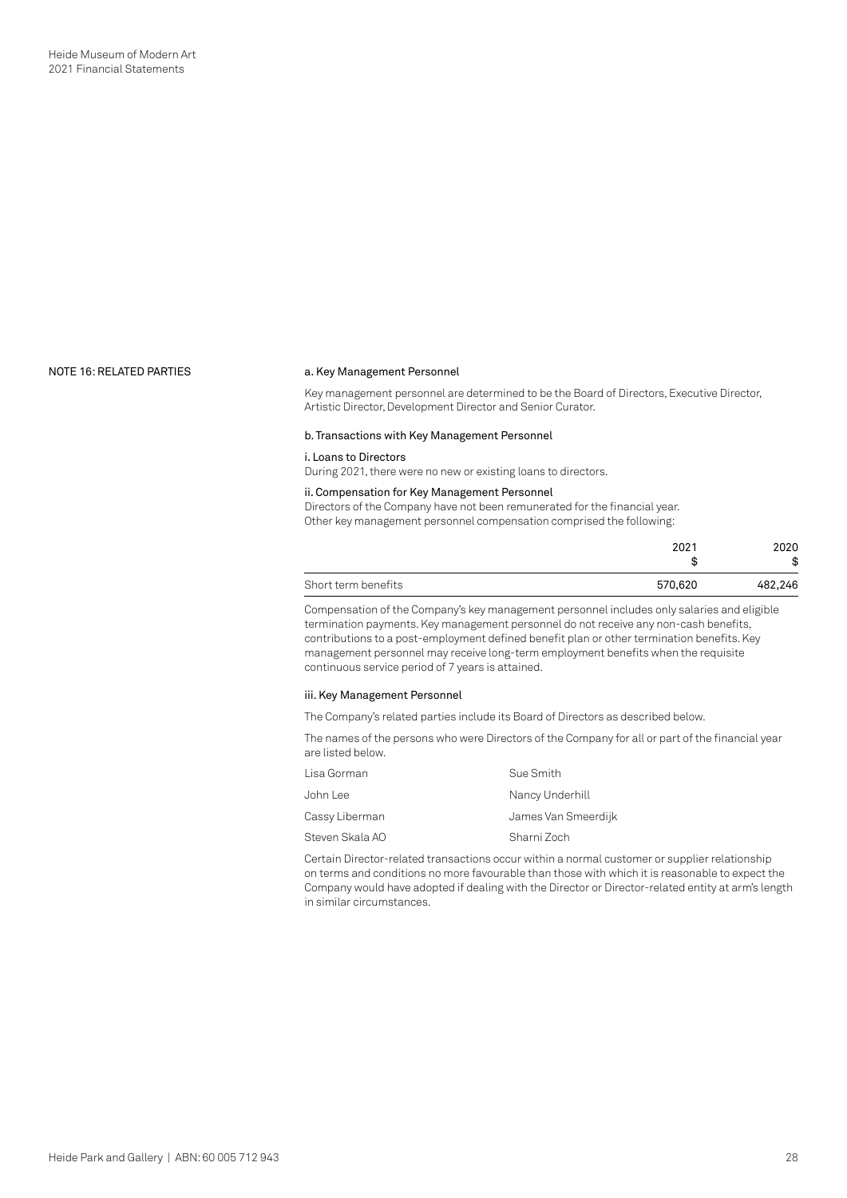## NOTE 16: RELATED PARTIES

### a. Key Management Personnel

Key management personnel are determined to be the Board of Directors, Executive Director, Artistic Director, Development Director and Senior Curator.

### b. Transactions with Key Management Personnel

#### i. Loans to Directors

During 2021, there were no new or existing loans to directors.

#### ii. Compensation for Key Management Personnel

Directors of the Company have not been remunerated for the financial year.
Other key management personnel compensation comprised the following:

| | 2021<br>$ | 2020<br>$ |
|---|---|---|
| Short term benefits | 570,620 | 482,246 |

Compensation of the Company's key management personnel includes only salaries and eligible termination payments. Key management personnel do not receive any non-cash benefits, contributions to a post-employment defined benefit plan or other termination benefits. Key management personnel may receive long-term employment benefits when the requisite continuous service period of 7 years is attained.

#### iii. Key Management Personnel

The Company's related parties include its Board of Directors as described below.

The names of the persons who were Directors of the Company for all or part of the financial year are listed below.

| | |
|---|---|
| Lisa Gorman | Sue Smith |
| John Lee | Nancy Underhill |
| Cassy Liberman | James Van Smeerdijk |
| Steven Skala AO | Sharni Zoch |

Certain Director-related transactions occur within a normal customer or supplier relationship on terms and conditions no more favourable than those with which it is reasonable to expect the Company would have adopted if dealing with the Director or Director-related entity at arm's length in similar circumstances.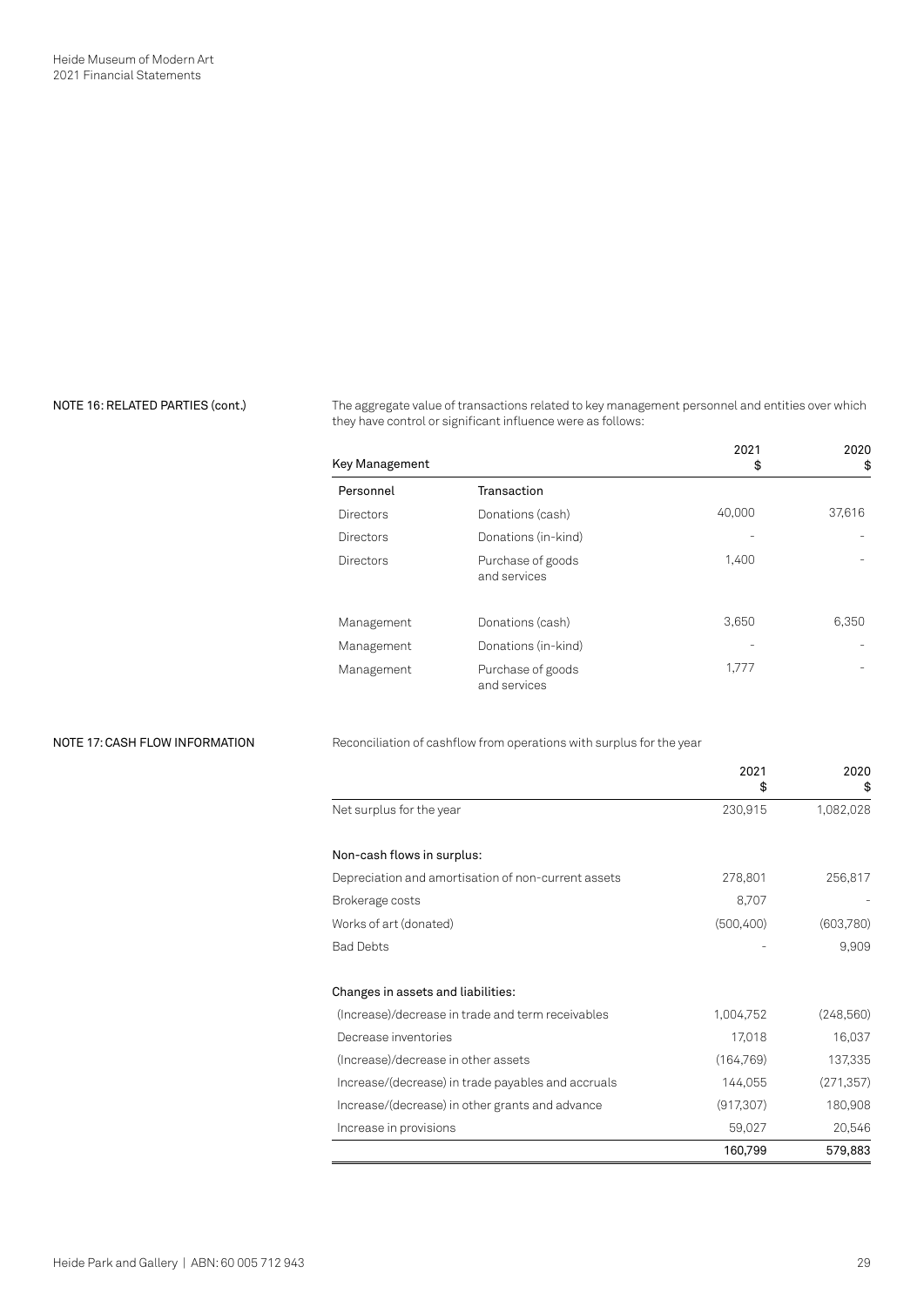## NOTE 16: RELATED PARTIES (cont.)

The aggregate value of transactions related to key management personnel and entities over which they have control or significant influence were as follows:

| Key Management | | 2021<br>$ | 2020<br>$ |
|---|---|---|---|
| **Personnel** | **Transaction** | | |
| Directors | Donations (cash) | 40,000 | 37,616 |
| Directors | Donations (in-kind) | - | - |
| Directors | Purchase of goods and services | 1,400 | - |
| Management | Donations (cash) | 3,650 | 6,350 |
| Management | Donations (in-kind) | - | - |
| Management | Purchase of goods and services | 1,777 | - |

## NOTE 17: CASH FLOW INFORMATION

Reconciliation of cashflow from operations with surplus for the year

| | 2021<br>$ | 2020<br>$ |
|---|---|---|
| Net surplus for the year | 230,915 | 1,082,028 |
| **Non-cash flows in surplus:** | | |
| Depreciation and amortisation of non-current assets | 278,801 | 256,817 |
| Brokerage costs | 8,707 | - |
| Works of art (donated) | (500,400) | (603,780) |
| Bad Debts | - | 9,909 |
| **Changes in assets and liabilities:** | | |
| (Increase)/decrease in trade and term receivables | 1,004,752 | (248,560) |
| Decrease inventories | 17,018 | 16,037 |
| (Increase)/decrease in other assets | (164,769) | 137,335 |
| Increase/(decrease) in trade payables and accruals | 144,055 | (271,357) |
| Increase/(decrease) in other grants and advance | (917,307) | 180,908 |
| Increase in provisions | 59,027 | 20,546 |
| | **160,799** | **579,883** |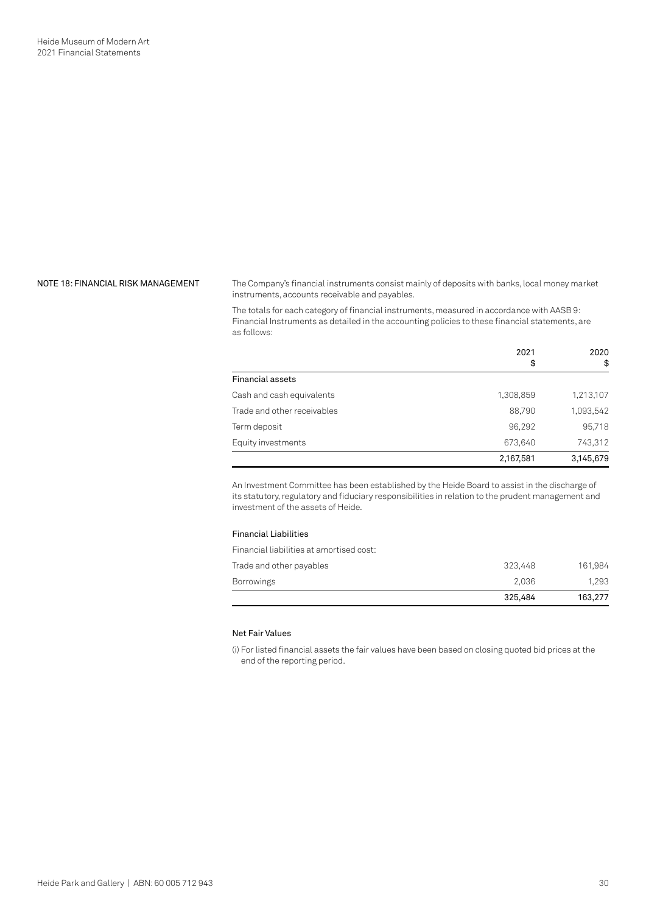## NOTE 18: FINANCIAL RISK MANAGEMENT

The Company's financial instruments consist mainly of deposits with banks, local money market instruments, accounts receivable and payables.

The totals for each category of financial instruments, measured in accordance with AASB 9: Financial Instruments as detailed in the accounting policies to these financial statements, are as follows:

| | 2021 $ | 2020 $ |
|---|---|---|
| **Financial assets** | | |
| Cash and cash equivalents | 1,308,859 | 1,213,107 |
| Trade and other receivables | 88,790 | 1,093,542 |
| Term deposit | 96,292 | 95,718 |
| Equity investments | 673,640 | 743,312 |
| | 2,167,581 | 3,145,679 |

An Investment Committee has been established by the Heide Board to assist in the discharge of its statutory, regulatory and fiduciary responsibilities in relation to the prudent management and investment of the assets of Heide.

### Financial Liabilities

| | | |
|---|---|---|
| Financial liabilities at amortised cost: | | |
| Trade and other payables | 323,448 | 161,984 |
| Borrowings | 2,036 | 1,293 |
| | 325,484 | 163,277 |

### Net Fair Values

(i) For listed financial assets the fair values have been based on closing quoted bid prices at the end of the reporting period.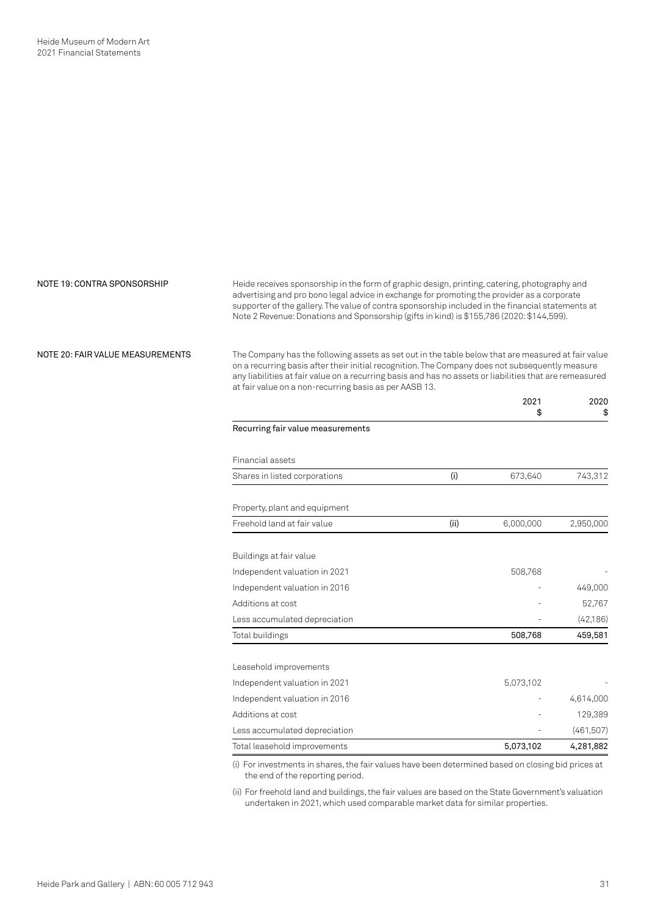## NOTE 19: CONTRA SPONSORSHIP

Heide receives sponsorship in the form of graphic design, printing, catering, photography and advertising and pro bono legal advice in exchange for promoting the provider as a corporate supporter of the gallery. The value of contra sponsorship included in the financial statements at Note 2 Revenue: Donations and Sponsorship (gifts in kind) is $155,786 (2020: $144,599).

## NOTE 20: FAIR VALUE MEASUREMENTS

The Company has the following assets as set out in the table below that are measured at fair value on a recurring basis after their initial recognition. The Company does not subsequently measure any liabilities at fair value on a recurring basis and has no assets or liabilities that are remeasured at fair value on a non-recurring basis as per AASB 13.

| | | 2021 $ | 2020 $ |
|---|---|---|---|
| **Recurring fair value measurements** | | | |
| Financial assets | | | |
| Shares in listed corporations | (i) | 673,640 | 743,312 |
| Property, plant and equipment | | | |
| Freehold land at fair value | (ii) | 6,000,000 | 2,950,000 |
| Buildings at fair value | | | |
| Independent valuation in 2021 | | 508,768 | - |
| Independent valuation in 2016 | | - | 449,000 |
| Additions at cost | | - | 52,767 |
| Less accumulated depreciation | | - | (42,186) |
| Total buildings | | 508,768 | 459,581 |
| Leasehold improvements | | | |
| Independent valuation in 2021 | | 5,073,102 | - |
| Independent valuation in 2016 | | - | 4,614,000 |
| Additions at cost | | - | 129,389 |
| Less accumulated depreciation | | - | (461,507) |
| Total leasehold improvements | | 5,073,102 | 4,281,882 |

(i) For investments in shares, the fair values have been determined based on closing bid prices at the end of the reporting period.

(ii) For freehold land and buildings, the fair values are based on the State Government's valuation undertaken in 2021, which used comparable market data for similar properties.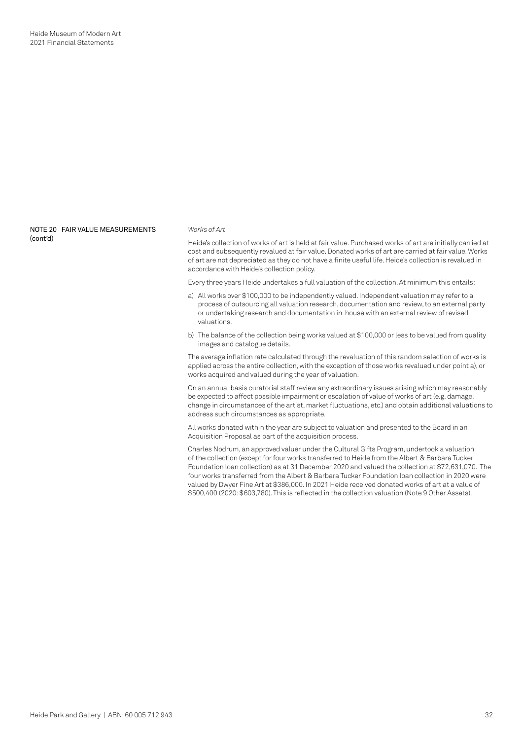## NOTE 20 FAIR VALUE MEASUREMENTS (cont'd)

*Works of Art*

Heide's collection of works of art is held at fair value. Purchased works of art are initially carried at cost and subsequently revalued at fair value. Donated works of art are carried at fair value. Works of art are not depreciated as they do not have a finite useful life. Heide's collection is revalued in accordance with Heide's collection policy.

Every three years Heide undertakes a full valuation of the collection. At minimum this entails:

a) All works over $100,000 to be independently valued. Independent valuation may refer to a process of outsourcing all valuation research, documentation and review, to an external party or undertaking research and documentation in-house with an external review of revised valuations.

b) The balance of the collection being works valued at $100,000 or less to be valued from quality images and catalogue details.

The average inflation rate calculated through the revaluation of this random selection of works is applied across the entire collection, with the exception of those works revalued under point a), or works acquired and valued during the year of valuation.

On an annual basis curatorial staff review any extraordinary issues arising which may reasonably be expected to affect possible impairment or escalation of value of works of art (e.g. damage, change in circumstances of the artist, market fluctuations, etc.) and obtain additional valuations to address such circumstances as appropriate.

All works donated within the year are subject to valuation and presented to the Board in an Acquisition Proposal as part of the acquisition process.

Charles Nodrum, an approved valuer under the Cultural Gifts Program, undertook a valuation of the collection (except for four works transferred to Heide from the Albert & Barbara Tucker Foundation loan collection) as at 31 December 2020 and valued the collection at $72,631,070. The four works transferred from the Albert & Barbara Tucker Foundation loan collection in 2020 were valued by Dwyer Fine Art at $386,000. In 2021 Heide received donated works of art at a value of $500,400 (2020: $603,780). This is reflected in the collection valuation (Note 9 Other Assets).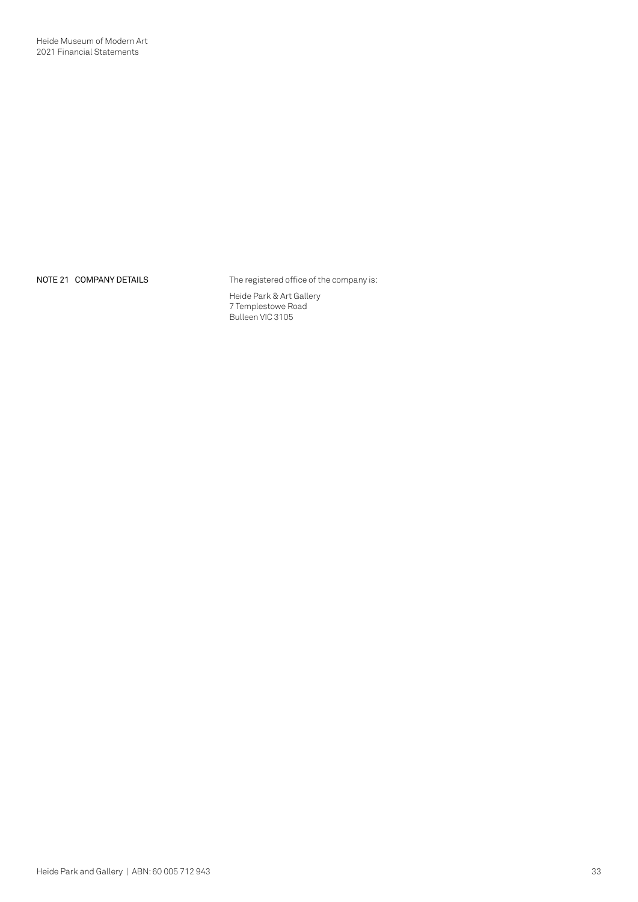## NOTE 21 COMPANY DETAILS

The registered office of the company is:

Heide Park & Art Gallery
7 Templestowe Road
Bulleen VIC 3105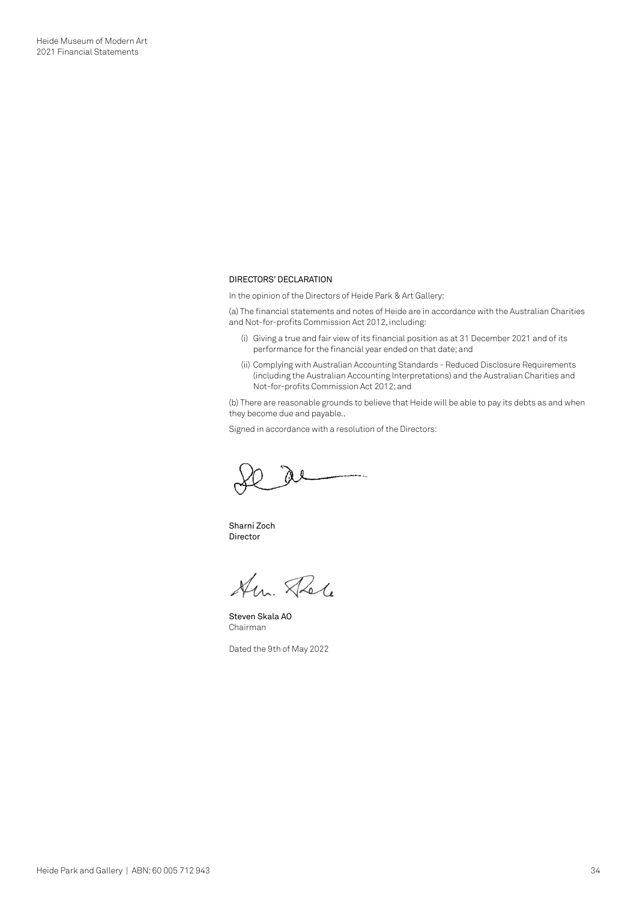## DIRECTORS' DECLARATION

In the opinion of the Directors of Heide Park & Art Gallery:

(a) The financial statements and notes of Heide are in accordance with the Australian Charities and Not-for-profits Commission Act 2012, including:

- (i) Giving a true and fair view of its financial position as at 31 December 2021 and of its performance for the financial year ended on that date; and
- (ii) Complying with Australian Accounting Standards - Reduced Disclosure Requirements (including the Australian Accounting Interpretations) and the Australian Charities and Not-for-profits Commission Act 2012; and

(b) There are reasonable grounds to believe that Heide will be able to pay its debts as and when they become due and payable..

Signed in accordance with a resolution of the Directors:

Sharni Zoch
Director

Steven Skala AO
Chairman

Dated the 9th of May 2022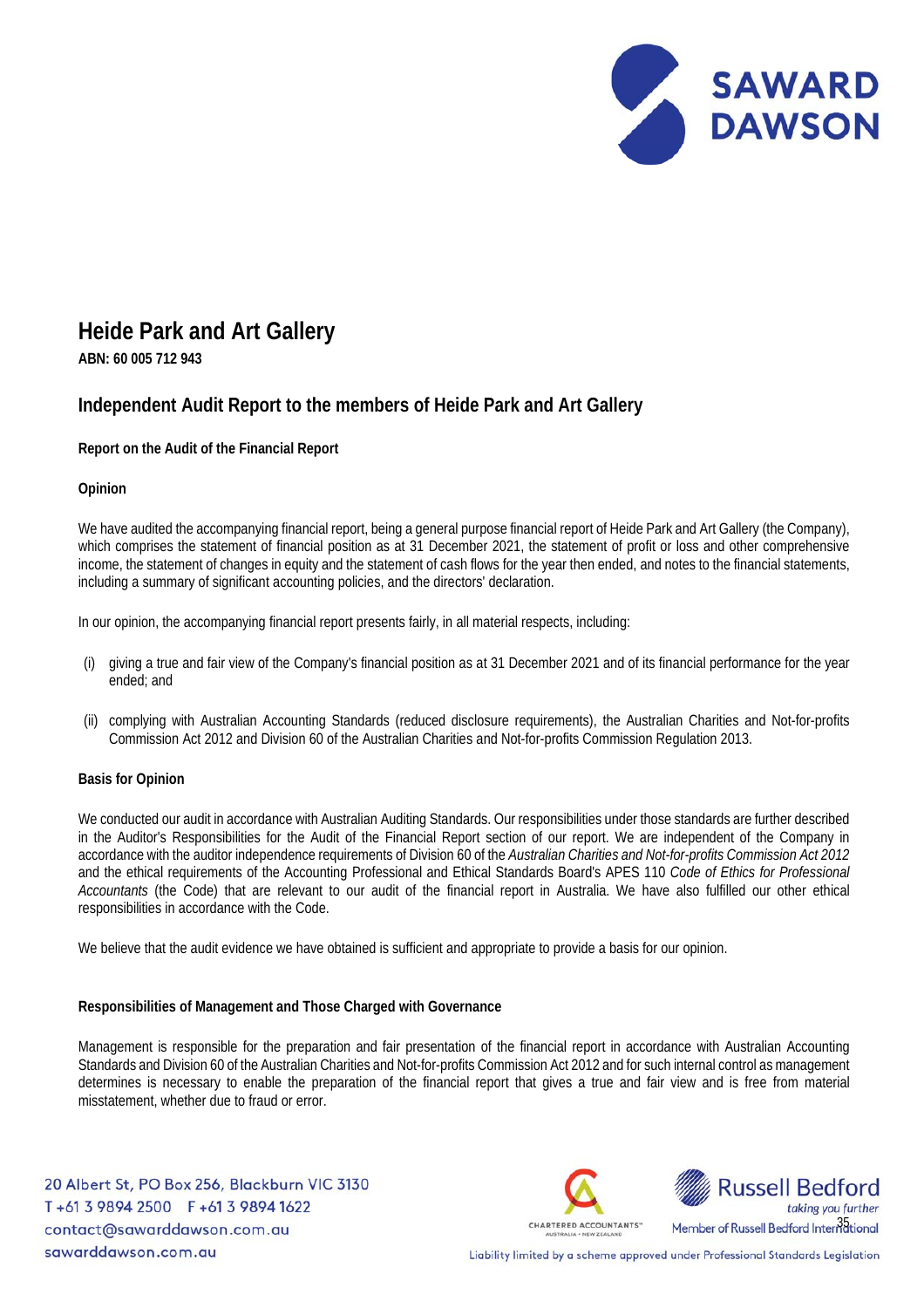# Heide Park and Art Gallery

**ABN: 60 005 712 943**

## Independent Audit Report to the members of Heide Park and Art Gallery

**Report on the Audit of the Financial Report**

**Opinion**

We have audited the accompanying financial report, being a general purpose financial report of Heide Park and Art Gallery (the Company), which comprises the statement of financial position as at 31 December 2021, the statement of profit or loss and other comprehensive income, the statement of changes in equity and the statement of cash flows for the year then ended, and notes to the financial statements, including a summary of significant accounting policies, and the directors' declaration.

In our opinion, the accompanying financial report presents fairly, in all material respects, including:

(i) giving a true and fair view of the Company's financial position as at 31 December 2021 and of its financial performance for the year ended; and

(ii) complying with Australian Accounting Standards (reduced disclosure requirements), the Australian Charities and Not-for-profits Commission Act 2012 and Division 60 of the Australian Charities and Not-for-profits Commission Regulation 2013.

**Basis for Opinion**

We conducted our audit in accordance with Australian Auditing Standards. Our responsibilities under those standards are further described in the Auditor's Responsibilities for the Audit of the Financial Report section of our report. We are independent of the Company in accordance with the auditor independence requirements of Division 60 of the *Australian Charities and Not-for-profits Commission Act 2012* and the ethical requirements of the Accounting Professional and Ethical Standards Board's APES 110 *Code of Ethics for Professional Accountants* (the Code) that are relevant to our audit of the financial report in Australia. We have also fulfilled our other ethical responsibilities in accordance with the Code.

We believe that the audit evidence we have obtained is sufficient and appropriate to provide a basis for our opinion.

**Responsibilities of Management and Those Charged with Governance**

Management is responsible for the preparation and fair presentation of the financial report in accordance with Australian Accounting Standards and Division 60 of the Australian Charities and Not-for-profits Commission Act 2012 and for such internal control as management determines is necessary to enable the preparation of the financial report that gives a true and fair view and is free from material misstatement, whether due to fraud or error.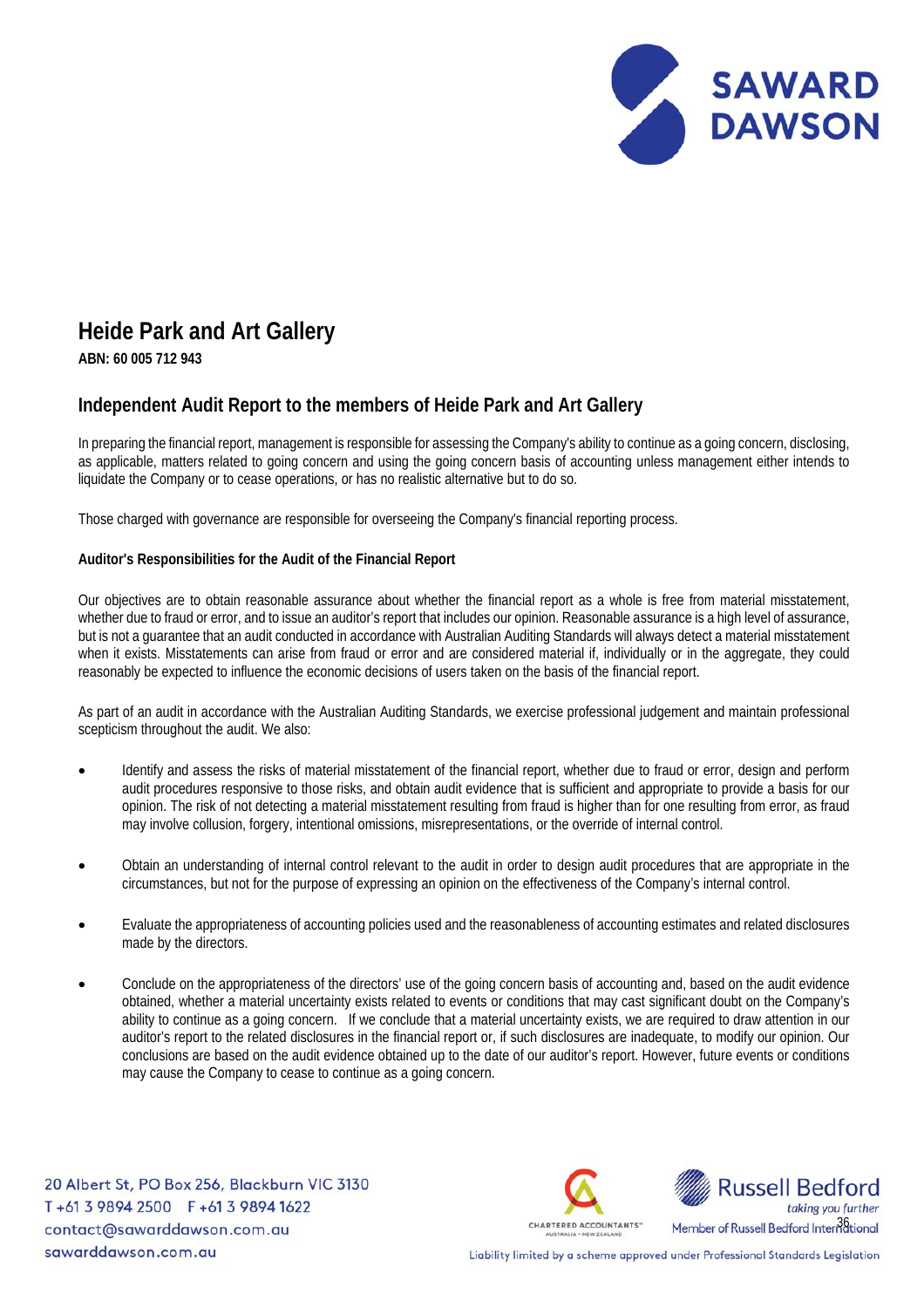# Heide Park and Art Gallery

**ABN: 60 005 712 943**

## Independent Audit Report to the members of Heide Park and Art Gallery

In preparing the financial report, management is responsible for assessing the Company's ability to continue as a going concern, disclosing, as applicable, matters related to going concern and using the going concern basis of accounting unless management either intends to liquidate the Company or to cease operations, or has no realistic alternative but to do so.

Those charged with governance are responsible for overseeing the Company's financial reporting process.

**Auditor's Responsibilities for the Audit of the Financial Report**

Our objectives are to obtain reasonable assurance about whether the financial report as a whole is free from material misstatement, whether due to fraud or error, and to issue an auditor's report that includes our opinion. Reasonable assurance is a high level of assurance, but is not a guarantee that an audit conducted in accordance with Australian Auditing Standards will always detect a material misstatement when it exists. Misstatements can arise from fraud or error and are considered material if, individually or in the aggregate, they could reasonably be expected to influence the economic decisions of users taken on the basis of the financial report.

As part of an audit in accordance with the Australian Auditing Standards, we exercise professional judgement and maintain professional scepticism throughout the audit. We also:

- Identify and assess the risks of material misstatement of the financial report, whether due to fraud or error, design and perform audit procedures responsive to those risks, and obtain audit evidence that is sufficient and appropriate to provide a basis for our opinion. The risk of not detecting a material misstatement resulting from fraud is higher than for one resulting from error, as fraud may involve collusion, forgery, intentional omissions, misrepresentations, or the override of internal control.

- Obtain an understanding of internal control relevant to the audit in order to design audit procedures that are appropriate in the circumstances, but not for the purpose of expressing an opinion on the effectiveness of the Company's internal control.

- Evaluate the appropriateness of accounting policies used and the reasonableness of accounting estimates and related disclosures made by the directors.

- Conclude on the appropriateness of the directors' use of the going concern basis of accounting and, based on the audit evidence obtained, whether a material uncertainty exists related to events or conditions that may cast significant doubt on the Company's ability to continue as a going concern. If we conclude that a material uncertainty exists, we are required to draw attention in our auditor's report to the related disclosures in the financial report or, if such disclosures are inadequate, to modify our opinion. Our conclusions are based on the audit evidence obtained up to the date of our auditor's report. However, future events or conditions may cause the Company to cease to continue as a going concern.

20 Albert St, PO Box 256, Blackburn VIC 3130
T +61 3 9894 2500 F +61 3 9894 1622
contact@sawarddawson.com.au
sawarddawson.com.au

Member of Russell Bedford International

Liability limited by a scheme approved under Professional Standards Legislation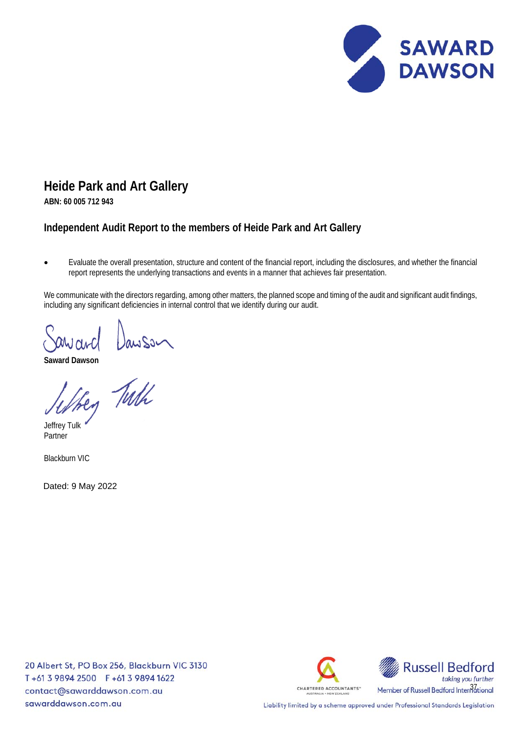# Heide Park and Art Gallery

**ABN: 60 005 712 943**

## Independent Audit Report to the members of Heide Park and Art Gallery

- Evaluate the overall presentation, structure and content of the financial report, including the disclosures, and whether the financial report represents the underlying transactions and events in a manner that achieves fair presentation.

We communicate with the directors regarding, among other matters, the planned scope and timing of the audit and significant audit findings, including any significant deficiencies in internal control that we identify during our audit.

**Saward Dawson**

Jeffrey Tulk
Partner

Blackburn VIC

Dated: 9 May 2022

20 Albert St, PO Box 256, Blackburn VIC 3130
T +61 3 9894 2500 F +61 3 9894 1622
contact@sawarddawson.com.au
sawarddawson.com.au

Member of Russell Bedford International

Liability limited by a scheme approved under Professional Standards Legislation